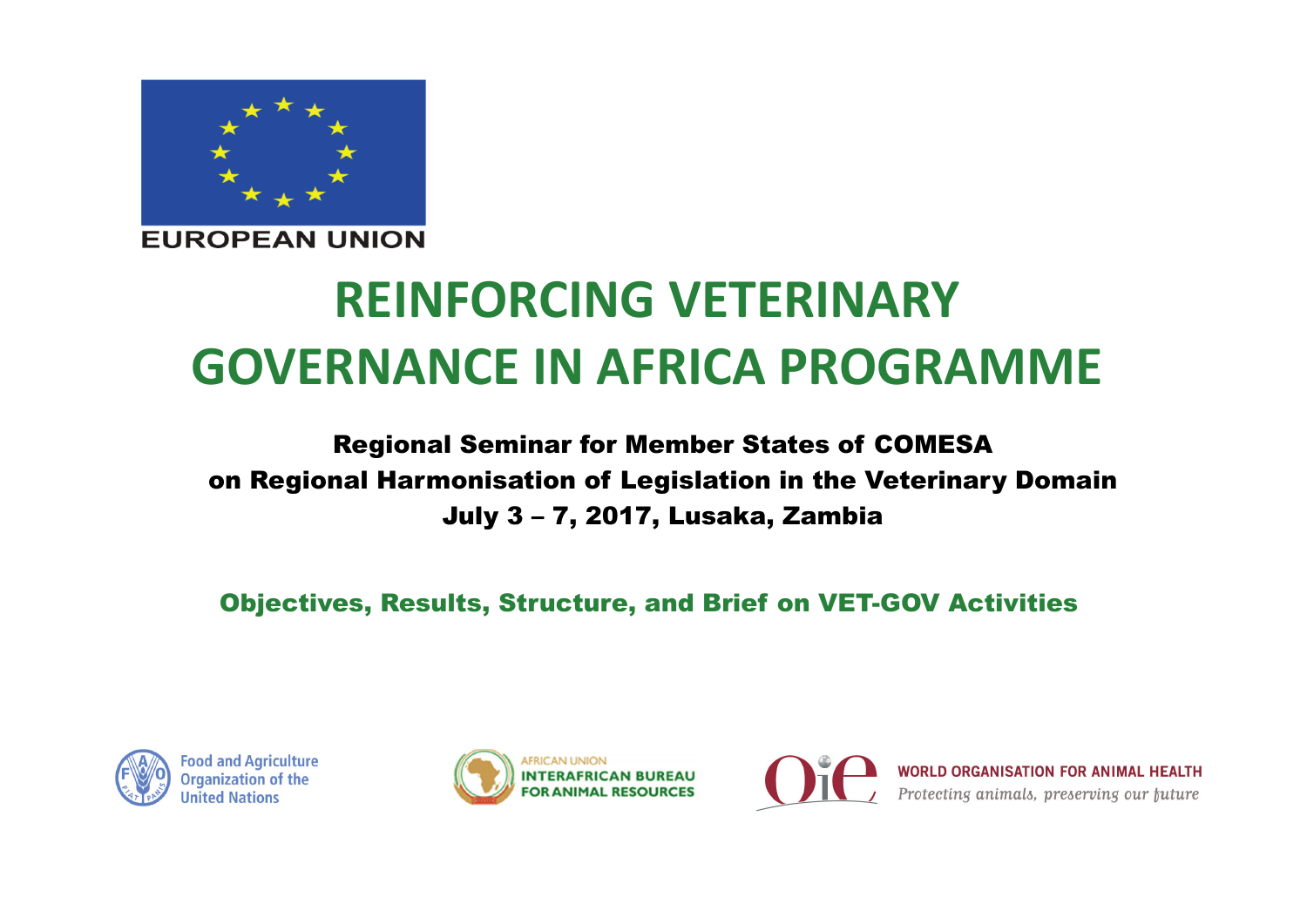EUROPEAN UNION

# REINFORCING VETERINARY GOVERNANCE IN AFRICA PROGRAMME

**Regional Seminar for Member States of COMESA**
**on Regional Harmonisation of Legislation in the Veterinary Domain**
**July 3 – 7, 2017, Lusaka, Zambia**

## Objectives, Results, Structure, and Brief on VET-GOV Activities

Food and Agriculture Organization of the United Nations

AFRICAN UNION INTERAFRICAN BUREAU FOR ANIMAL RESOURCES

WORLD ORGANISATION FOR ANIMAL HEALTH
*Protecting animals, preserving our future*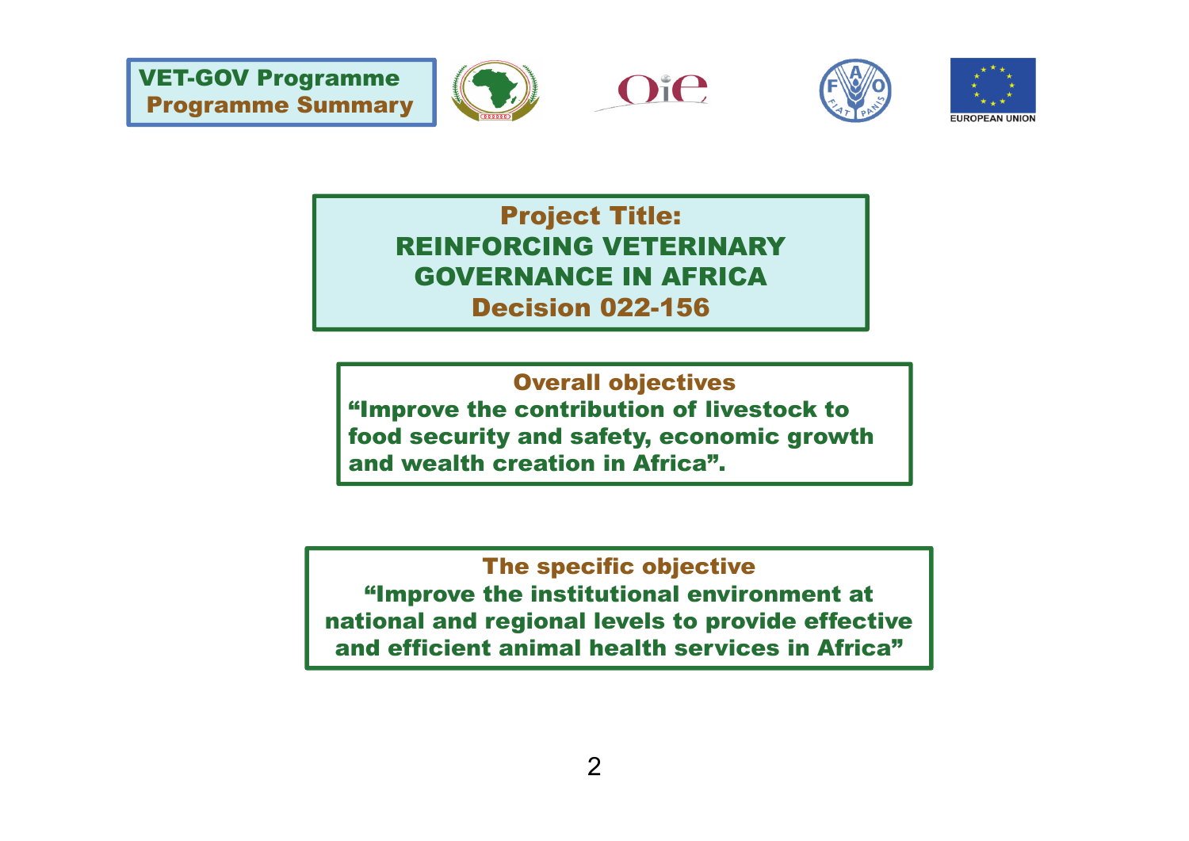**VET-GOV Programme**
**Programme Summary**

EUROPEAN UNION

## Project Title: REINFORCING VETERINARY GOVERNANCE IN AFRICA Decision 022-156

### Overall objectives

**“Improve the contribution of livestock to food security and safety, economic growth and wealth creation in Africa”.**

### The specific objective

**“Improve the institutional environment at national and regional levels to provide effective and efficient animal health services in Africa”**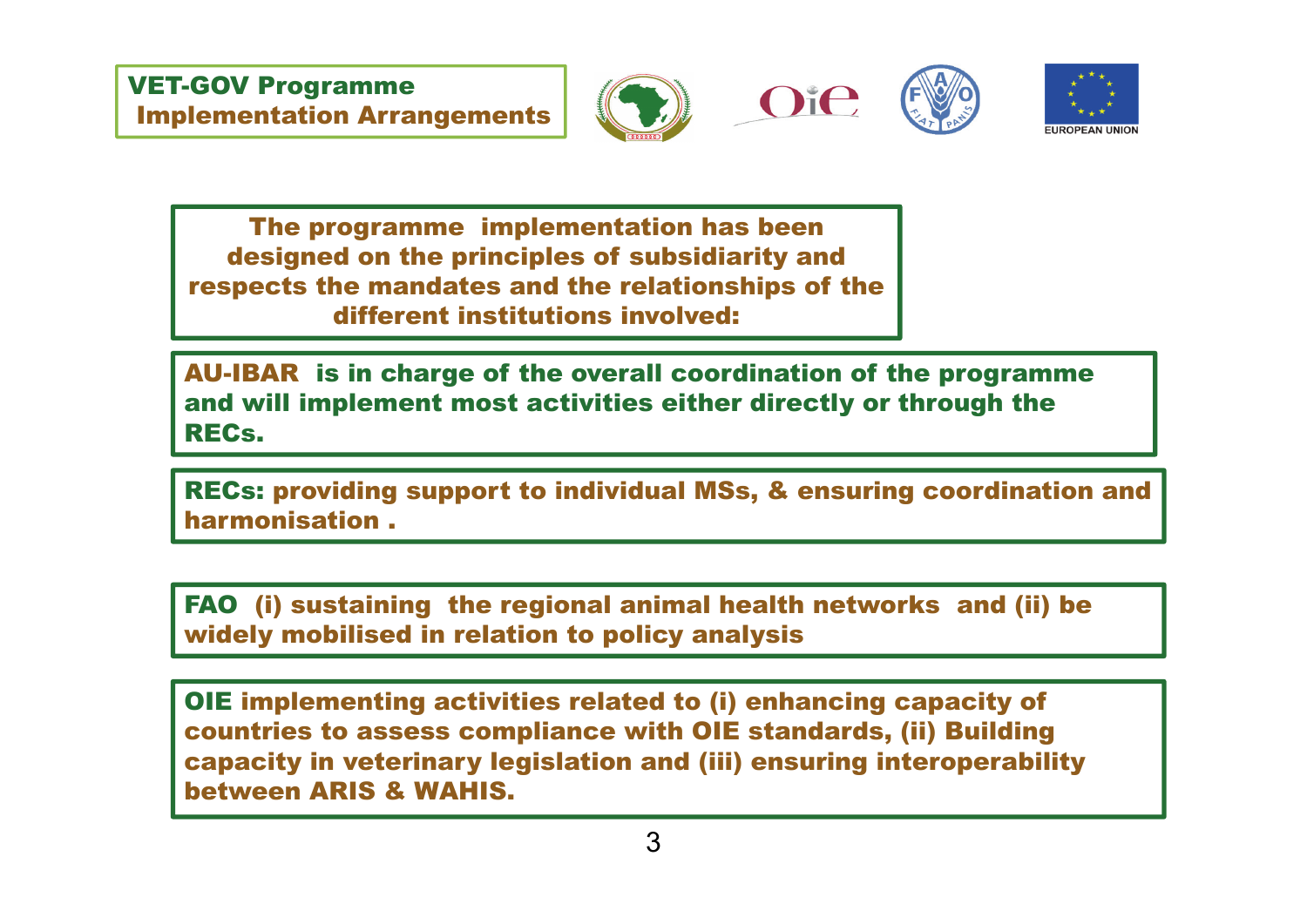# VET-GOV Programme Implementation Arrangements

**The programme implementation has been designed on the principles of subsidiarity and respects the mandates and the relationships of the different institutions involved:**

**AU-IBAR is in charge of the overall coordination of the programme and will implement most activities either directly or through the RECs.**

**RECs: providing support to individual MSs, & ensuring coordination and harmonisation .**

**FAO (i) sustaining the regional animal health networks and (ii) be widely mobilised in relation to policy analysis**

**OIE implementing activities related to (i) enhancing capacity of countries to assess compliance with OIE standards, (ii) Building capacity in veterinary legislation and (iii) ensuring interoperability between ARIS & WAHIS.**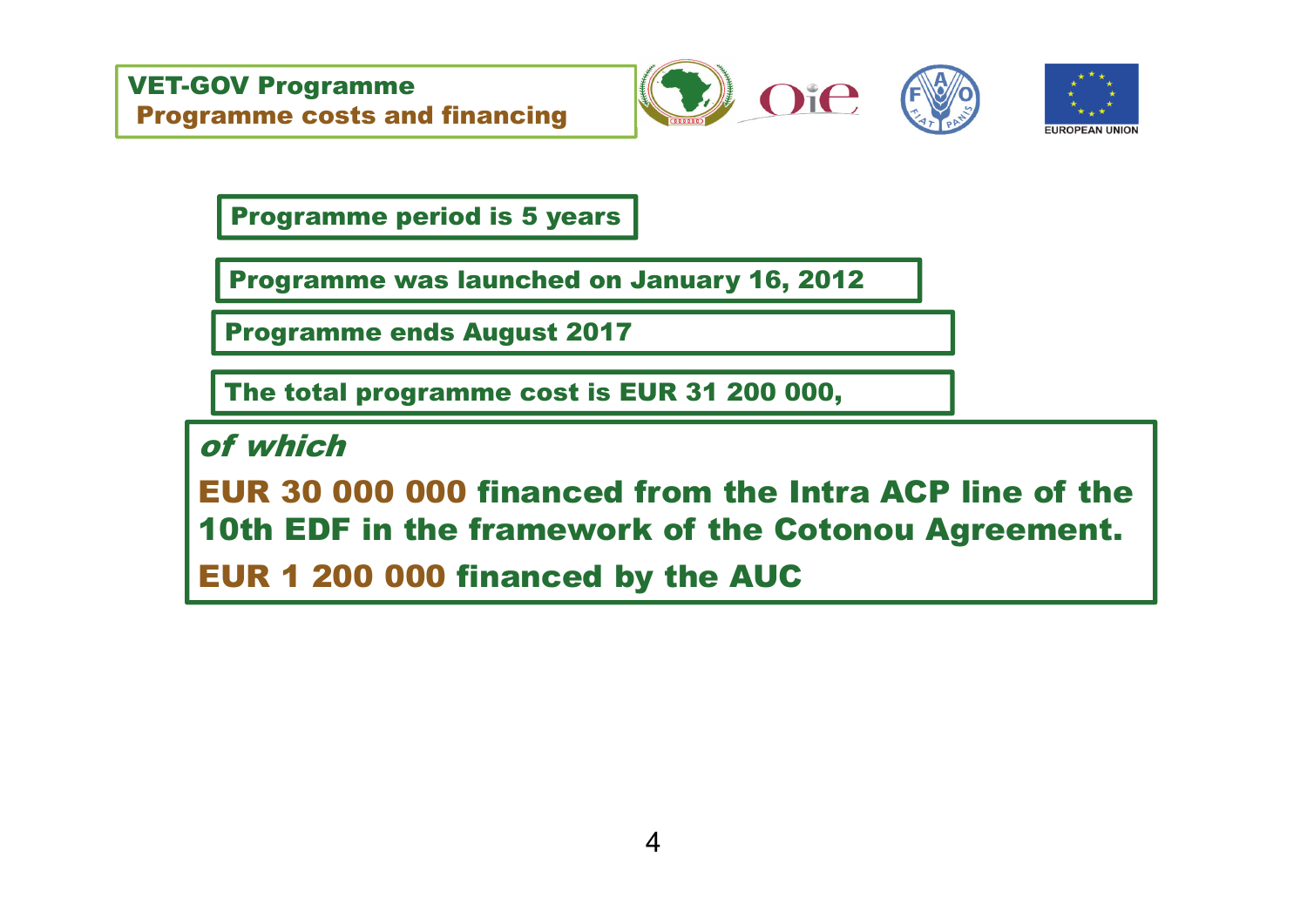## VET-GOV Programme
### Programme costs and financing

Programme period is 5 years

Programme was launched on January 16, 2012

Programme ends August 2017

The total programme cost is EUR 31 200 000,

*of which*

**EUR 30 000 000** financed from the Intra ACP line of the 10th EDF in the framework of the Cotonou Agreement.

**EUR 1 200 000** financed by the AUC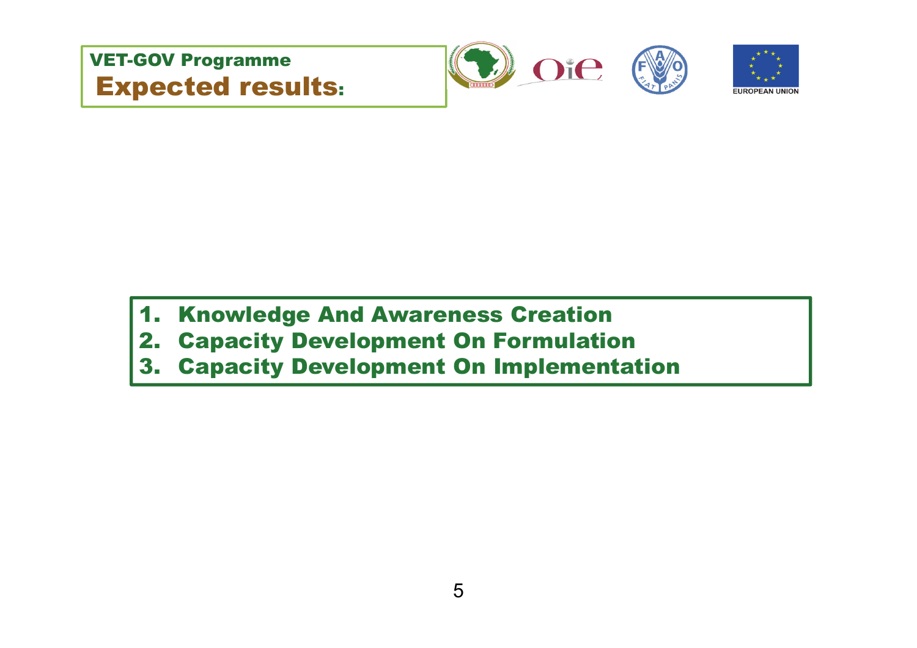## VET-GOV Programme

# Expected results:

1. **Knowledge And Awareness Creation**
2. **Capacity Development On Formulation**
3. **Capacity Development On Implementation**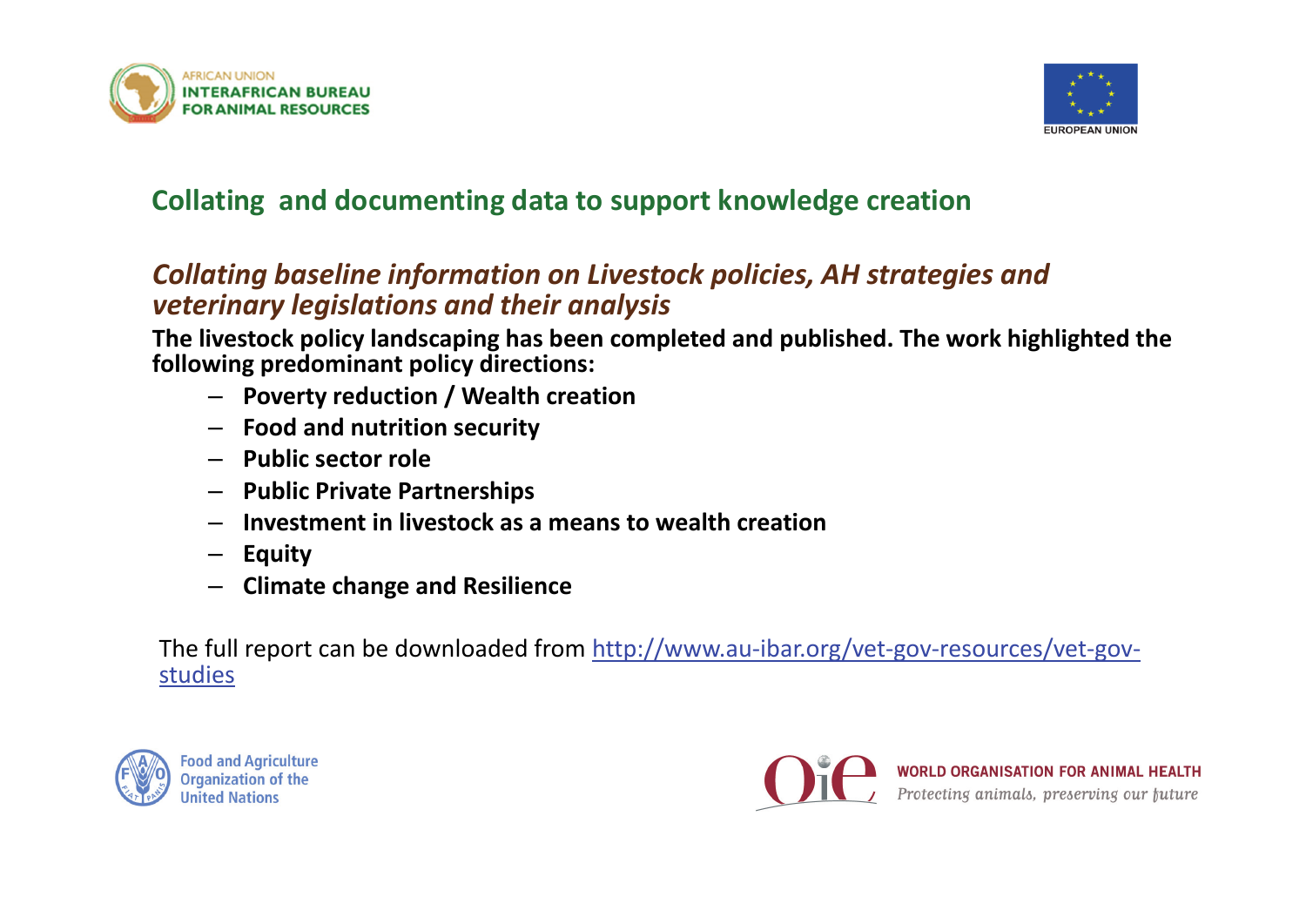## Collating and documenting data to support knowledge creation

### *Collating baseline information on Livestock policies, AH strategies and veterinary legislations and their analysis*

**The livestock policy landscaping has been completed and published. The work highlighted the following predominant policy directions:**

- **Poverty reduction / Wealth creation**
- **Food and nutrition security**
- **Public sector role**
- **Public Private Partnerships**
- **Investment in livestock as a means to wealth creation**
- **Equity**
- **Climate change and Resilience**

The full report can be downloaded from [http://www.au-ibar.org/vet-gov-resources/vet-gov-studies](http://www.au-ibar.org/vet-gov-resources/vet-gov-studies)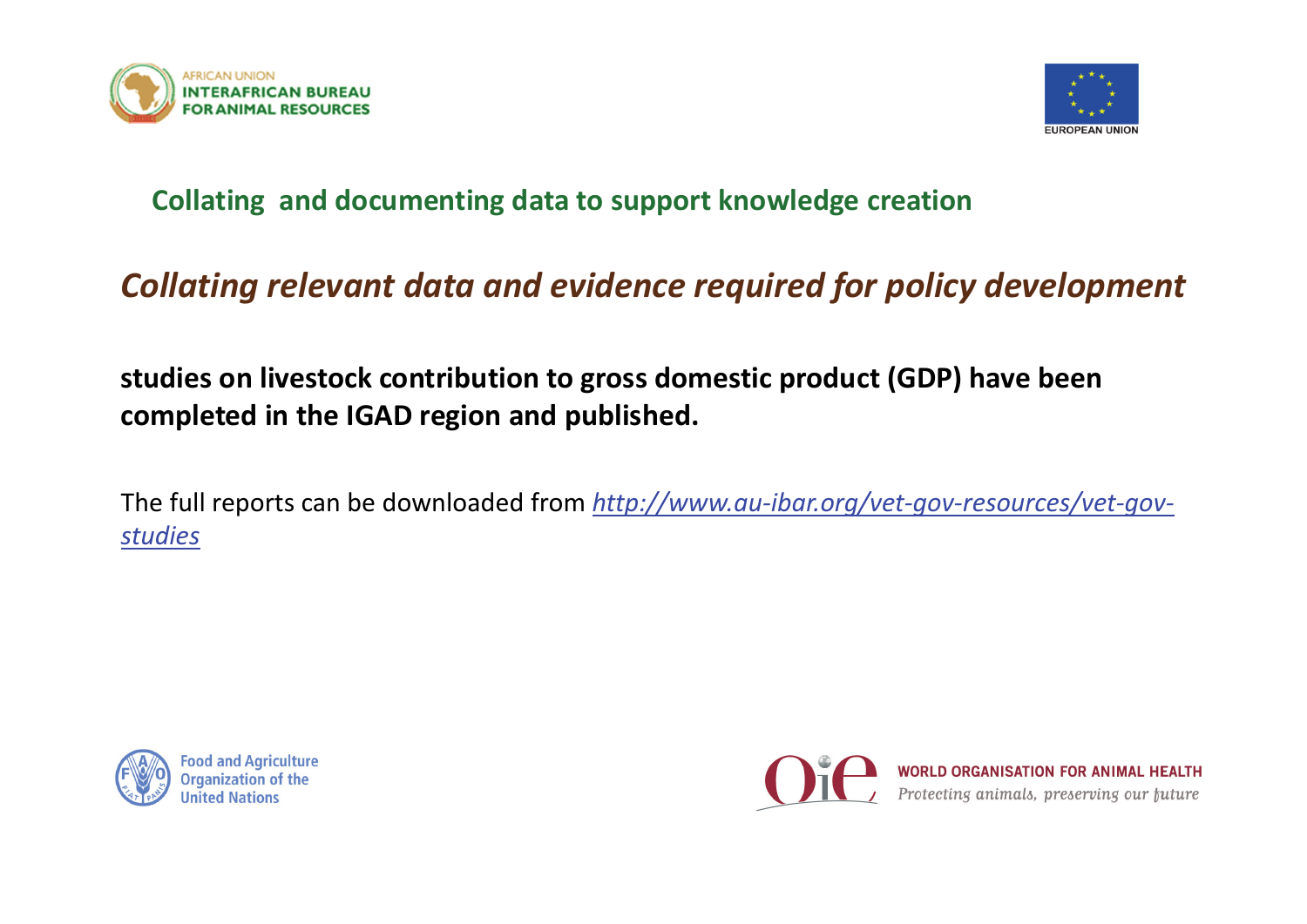## Collating and documenting data to support knowledge creation

### *Collating relevant data and evidence required for policy development*

**studies on livestock contribution to gross domestic product (GDP) have been completed in the IGAD region and published.**

The full reports can be downloaded from *http://www.au-ibar.org/vet-gov-resources/vet-gov-studies*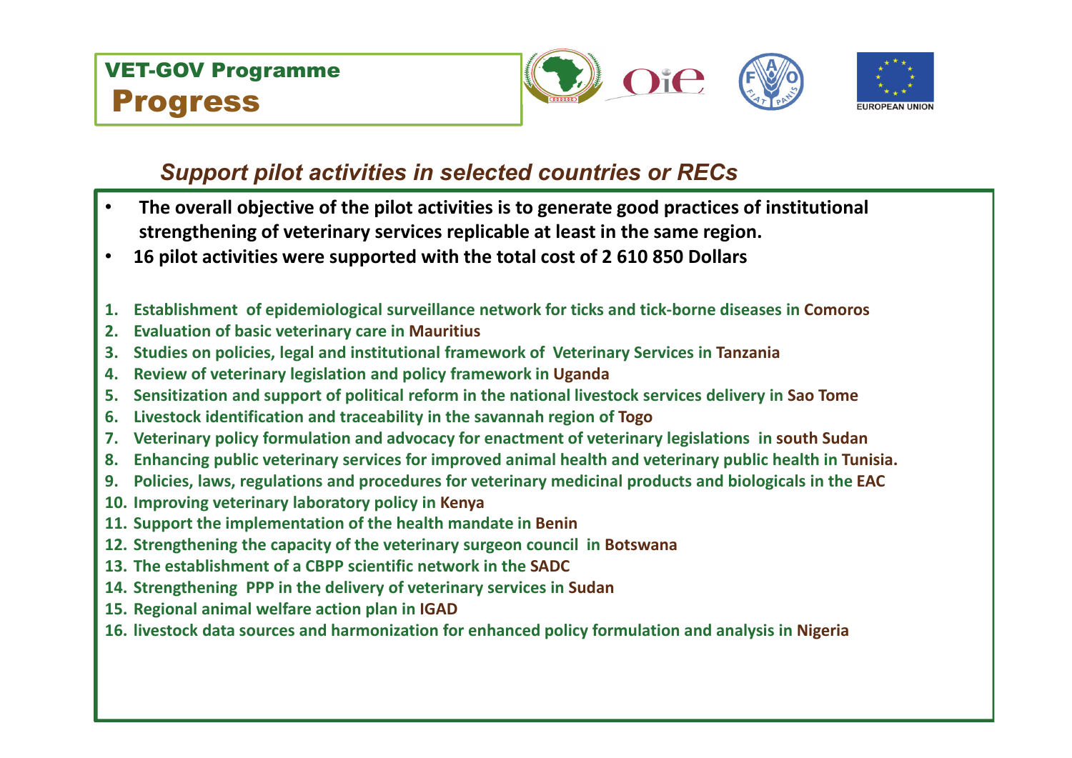## VET-GOV Programme

# Progress

### *Support pilot activities in selected countries or RECs*

- **The overall objective of the pilot activities is to generate good practices of institutional strengthening of veterinary services replicable at least in the same region.**
- **16 pilot activities were supported with the total cost of 2 610 850 Dollars**

1. **Establishment of epidemiological surveillance network for ticks and tick-borne diseases in Comoros**
2. **Evaluation of basic veterinary care in Mauritius**
3. **Studies on policies, legal and institutional framework of Veterinary Services in Tanzania**
4. **Review of veterinary legislation and policy framework in Uganda**
5. **Sensitization and support of political reform in the national livestock services delivery in Sao Tome**
6. **Livestock identification and traceability in the savannah region of Togo**
7. **Veterinary policy formulation and advocacy for enactment of veterinary legislations in south Sudan**
8. **Enhancing public veterinary services for improved animal health and veterinary public health in Tunisia.**
9. **Policies, laws, regulations and procedures for veterinary medicinal products and biologicals in the EAC**
10. **Improving veterinary laboratory policy in Kenya**
11. **Support the implementation of the health mandate in Benin**
12. **Strengthening the capacity of the veterinary surgeon council in Botswana**
13. **The establishment of a CBPP scientific network in the SADC**
14. **Strengthening PPP in the delivery of veterinary services in Sudan**
15. **Regional animal welfare action plan in IGAD**
16. **livestock data sources and harmonization for enhanced policy formulation and analysis in Nigeria**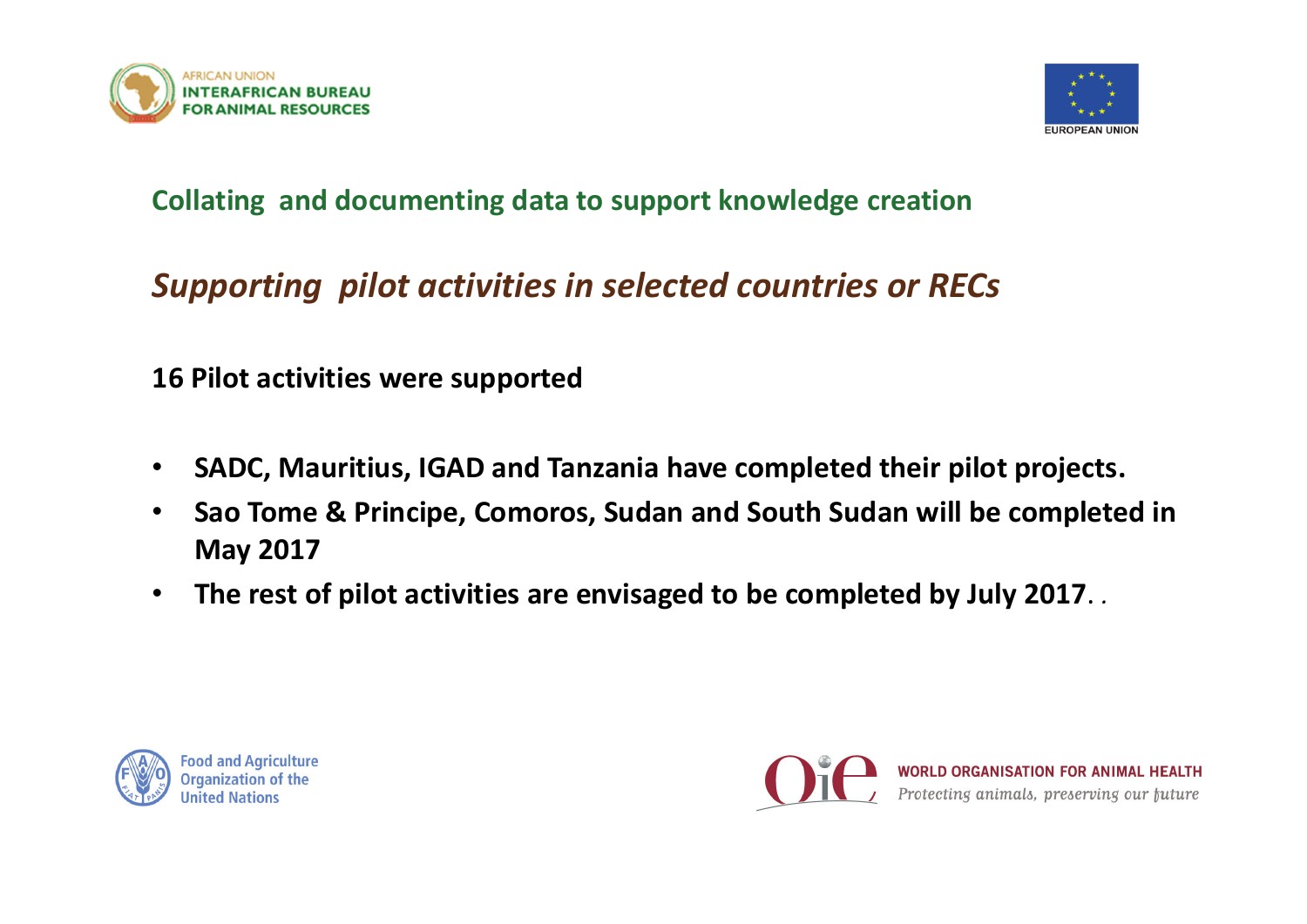## Collating and documenting data to support knowledge creation

### *Supporting pilot activities in selected countries or RECs*

**16 Pilot activities were supported**

- **SADC, Mauritius, IGAD and Tanzania have completed their pilot projects.**
- **Sao Tome & Principe, Comoros, Sudan and South Sudan will be completed in May 2017**
- **The rest of pilot activities are envisaged to be completed by July 2017**. .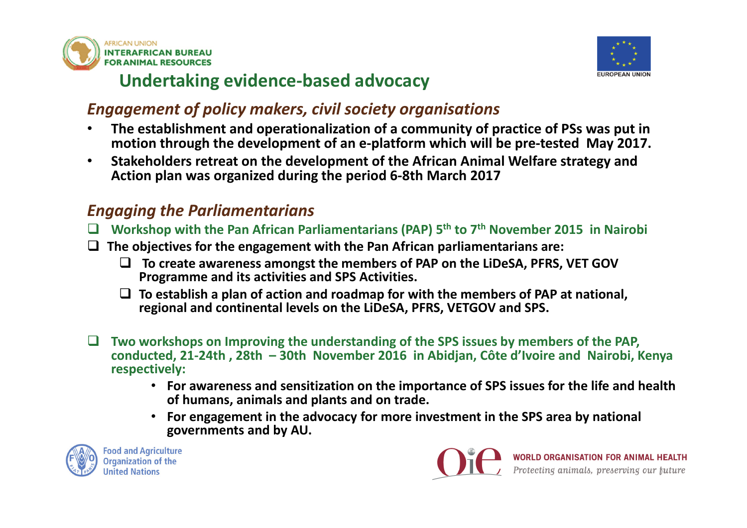## Undertaking evidence-based advocacy

### *Engagement of policy makers, civil society organisations*

- **The establishment and operationalization of a community of practice of PSs was put in motion through the development of an e-platform which will be pre-tested May 2017.**
- **Stakeholders retreat on the development of the African Animal Welfare strategy and Action plan was organized during the period 6-8th March 2017**

### *Engaging the Parliamentarians*

- **Workshop with the Pan African Parliamentarians (PAP) 5th to 7th November 2015 in Nairobi**
- **The objectives for the engagement with the Pan African parliamentarians are:**
  - **To create awareness amongst the members of PAP on the LiDeSA, PFRS, VET GOV Programme and its activities and SPS Activities.**
  - **To establish a plan of action and roadmap for with the members of PAP at national, regional and continental levels on the LiDeSA, PFRS, VETGOV and SPS.**

- **Two workshops on Improving the understanding of the SPS issues by members of the PAP, conducted, 21-24th , 28th – 30th November 2016 in Abidjan, Côte d'Ivoire and Nairobi, Kenya respectively:**
  - **For awareness and sensitization on the importance of SPS issues for the life and health of humans, animals and plants and on trade.**
  - **For engagement in the advocacy for more investment in the SPS area by national governments and by AU.**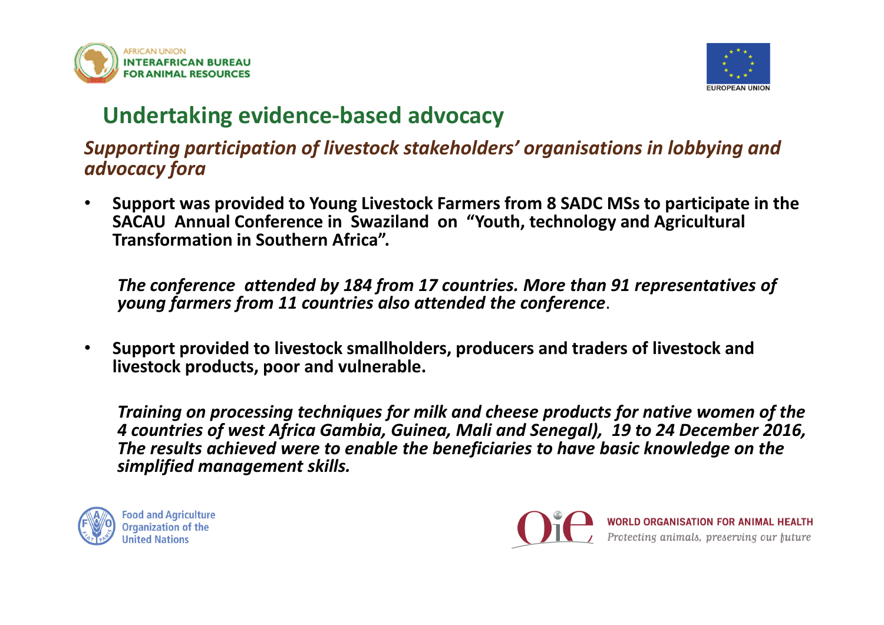## Undertaking evidence-based advocacy

***Supporting participation of livestock stakeholders' organisations in lobbying and advocacy fora***

- **Support was provided to Young Livestock Farmers from 8 SADC MSs to participate in the SACAU Annual Conference in Swaziland on "Youth, technology and Agricultural Transformation in Southern Africa".**

  ***The conference attended by 184 from 17 countries. More than 91 representatives of young farmers from 11 countries also attended the conference.***

- **Support provided to livestock smallholders, producers and traders of livestock and livestock products, poor and vulnerable.**

  ***Training on processing techniques for milk and cheese products for native women of the 4 countries of west Africa Gambia, Guinea, Mali and Senegal), 19 to 24 December 2016, The results achieved were to enable the beneficiaries to have basic knowledge on the simplified management skills.***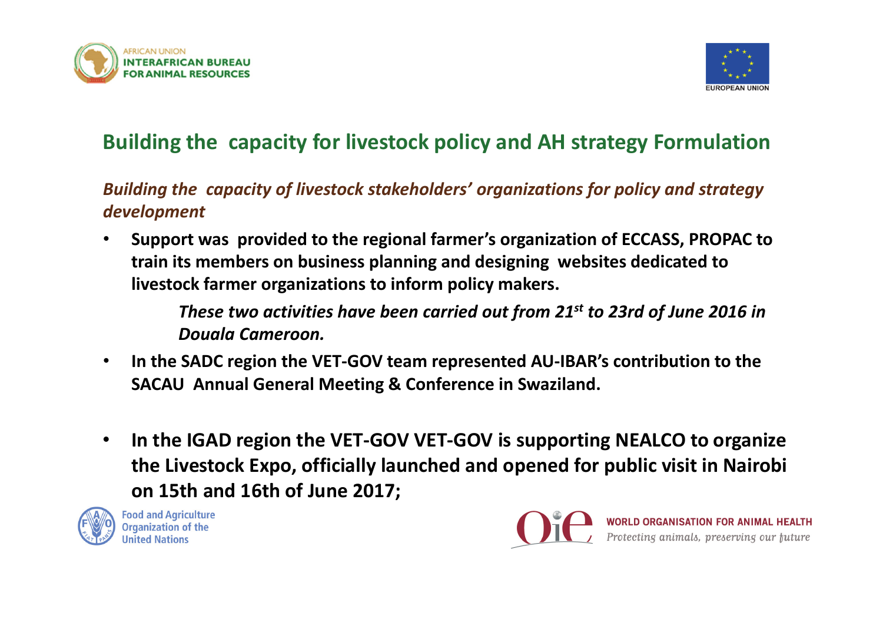## Building the capacity for livestock policy and AH strategy Formulation

*Building the capacity of livestock stakeholders' organizations for policy and strategy development*

- **Support was provided to the regional farmer's organization of ECCASS, PROPAC to train its members on business planning and designing websites dedicated to livestock farmer organizations to inform policy makers.**

  ***These two activities have been carried out from 21st to 23rd of June 2016 in Douala Cameroon.***

- **In the SADC region the VET-GOV team represented AU-IBAR's contribution to the SACAU Annual General Meeting & Conference in Swaziland.**

- **In the IGAD region the VET-GOV VET-GOV is supporting NEALCO to organize the Livestock Expo, officially launched and opened for public visit in Nairobi on 15th and 16th of June 2017;**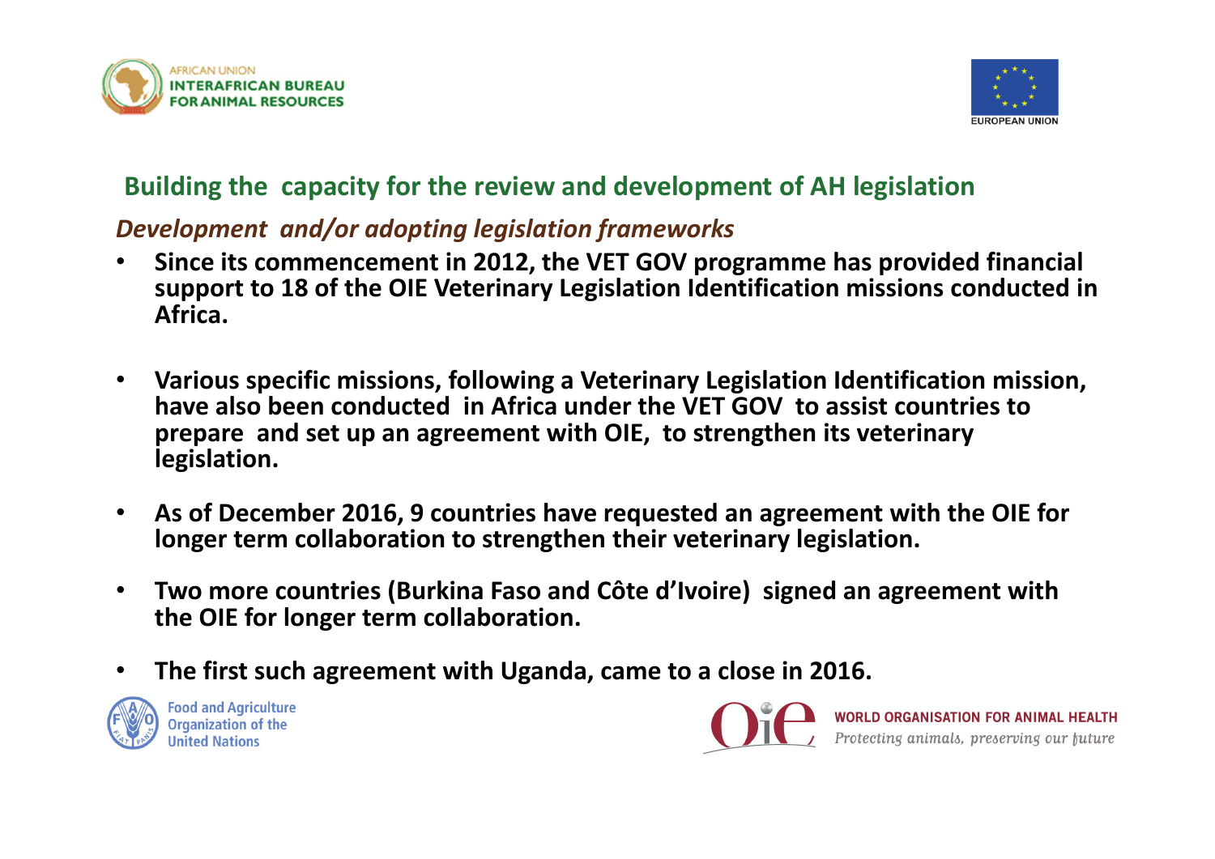## Building the capacity for the review and development of AH legislation

### *Development and/or adopting legislation frameworks*

- **Since its commencement in 2012, the VET GOV programme has provided financial support to 18 of the OIE Veterinary Legislation Identification missions conducted in Africa.**

- **Various specific missions, following a Veterinary Legislation Identification mission, have also been conducted in Africa under the VET GOV to assist countries to prepare and set up an agreement with OIE, to strengthen its veterinary legislation.**

- **As of December 2016, 9 countries have requested an agreement with the OIE for longer term collaboration to strengthen their veterinary legislation.**

- **Two more countries (Burkina Faso and Côte d'Ivoire) signed an agreement with the OIE for longer term collaboration.**

- **The first such agreement with Uganda, came to a close in 2016.**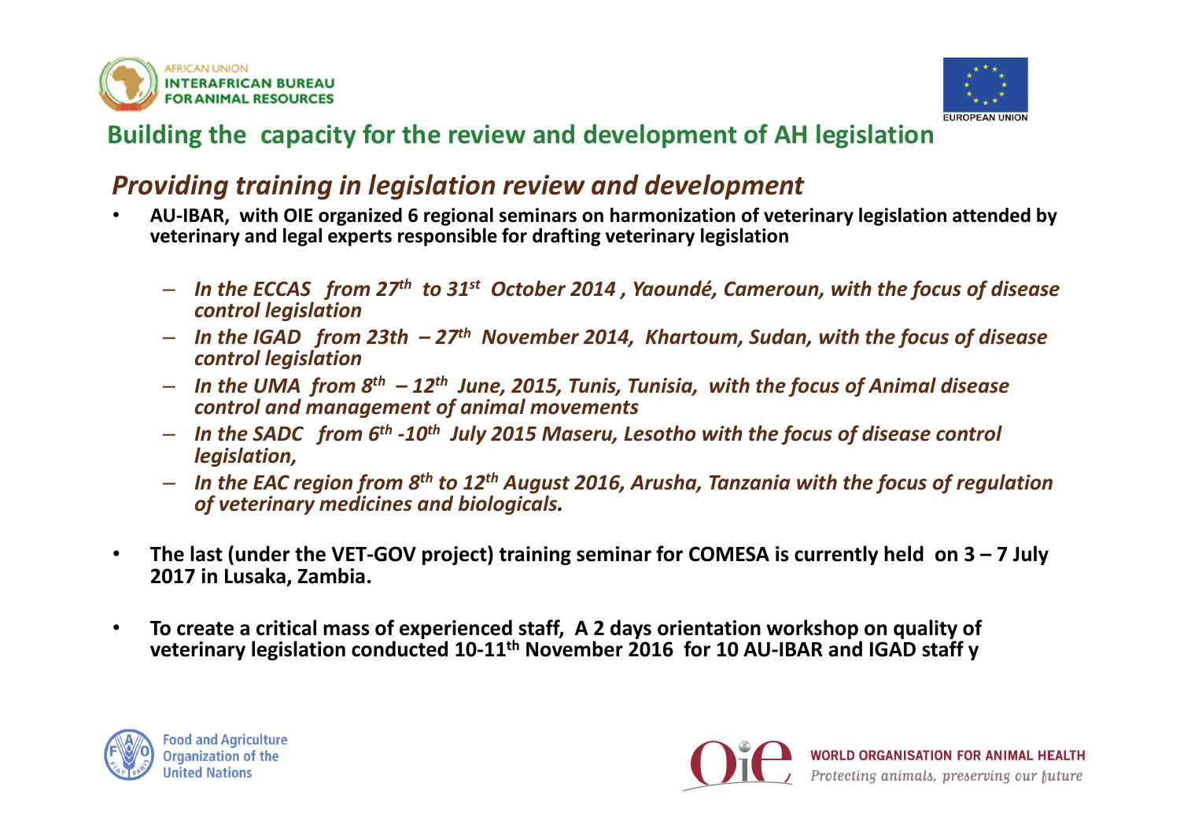## Building the capacity for the review and development of AH legislation

### *Providing training in legislation review and development*

- **AU-IBAR, with OIE organized 6 regional seminars on harmonization of veterinary legislation attended by veterinary and legal experts responsible for drafting veterinary legislation**
  - ***In the ECCAS from 27th to 31st October 2014 , Yaoundé, Cameroun, with the focus of disease control legislation***
  - ***In the IGAD from 23th – 27th November 2014, Khartoum, Sudan, with the focus of disease control legislation***
  - ***In the UMA from 8th – 12th June, 2015, Tunis, Tunisia, with the focus of Animal disease control and management of animal movements***
  - ***In the SADC from 6th -10th July 2015 Maseru, Lesotho with the focus of disease control legislation,***
  - ***In the EAC region from 8th to 12th August 2016, Arusha, Tanzania with the focus of regulation of veterinary medicines and biologicals.***
- **The last (under the VET-GOV project) training seminar for COMESA is currently held on 3 – 7 July 2017 in Lusaka, Zambia.**
- **To create a critical mass of experienced staff, A 2 days orientation workshop on quality of veterinary legislation conducted 10-11th November 2016 for 10 AU-IBAR and IGAD staff y**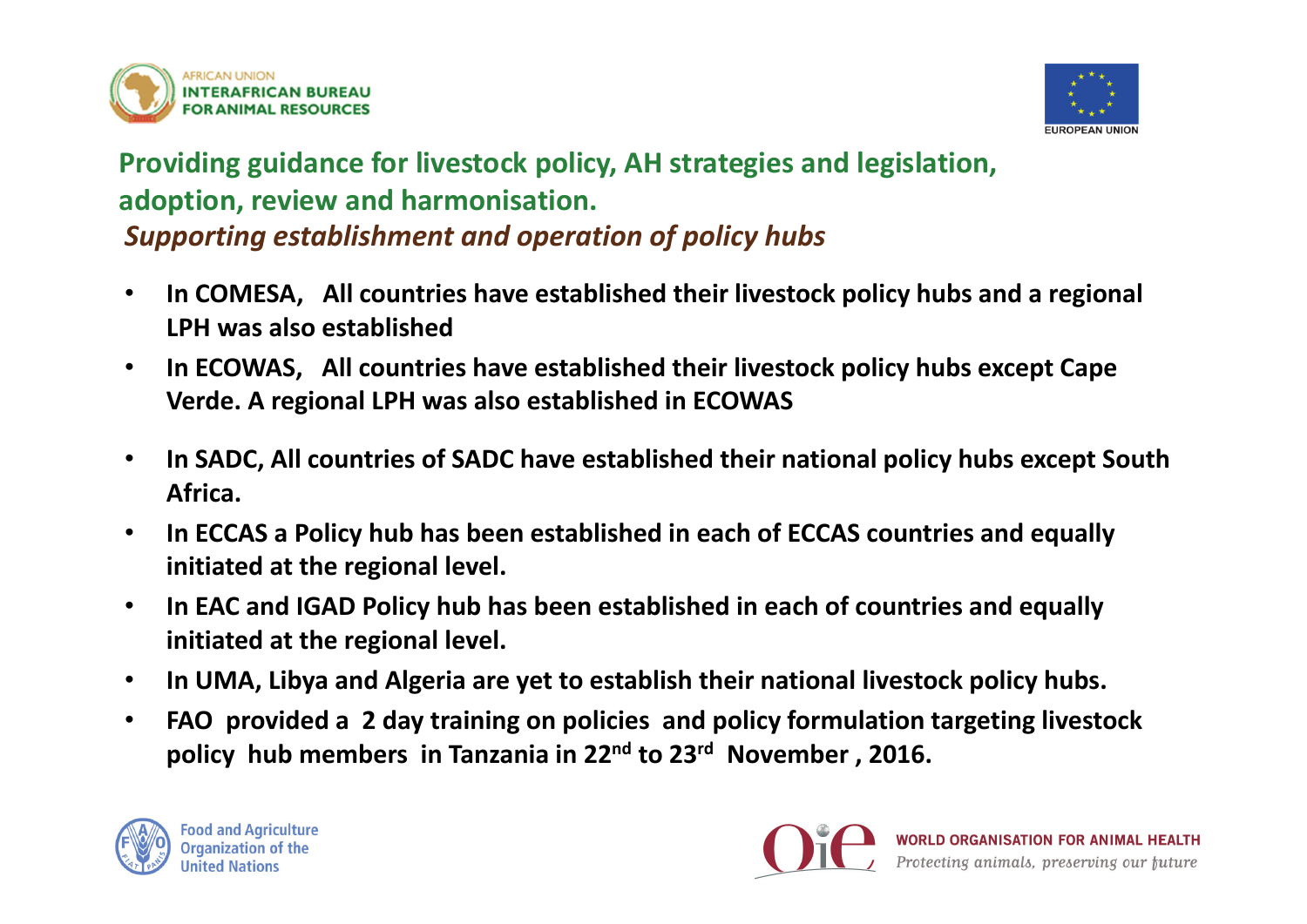## Providing guidance for livestock policy, AH strategies and legislation, adoption, review and harmonisation.

### *Supporting establishment and operation of policy hubs*

- **In COMESA, All countries have established their livestock policy hubs and a regional LPH was also established**
- **In ECOWAS, All countries have established their livestock policy hubs except Cape Verde. A regional LPH was also established in ECOWAS**
- **In SADC, All countries of SADC have established their national policy hubs except South Africa.**
- **In ECCAS a Policy hub has been established in each of ECCAS countries and equally initiated at the regional level.**
- **In EAC and IGAD Policy hub has been established in each of countries and equally initiated at the regional level.**
- **In UMA, Libya and Algeria are yet to establish their national livestock policy hubs.**
- **FAO provided a 2 day training on policies and policy formulation targeting livestock policy hub members in Tanzania in 22nd to 23rd November , 2016.**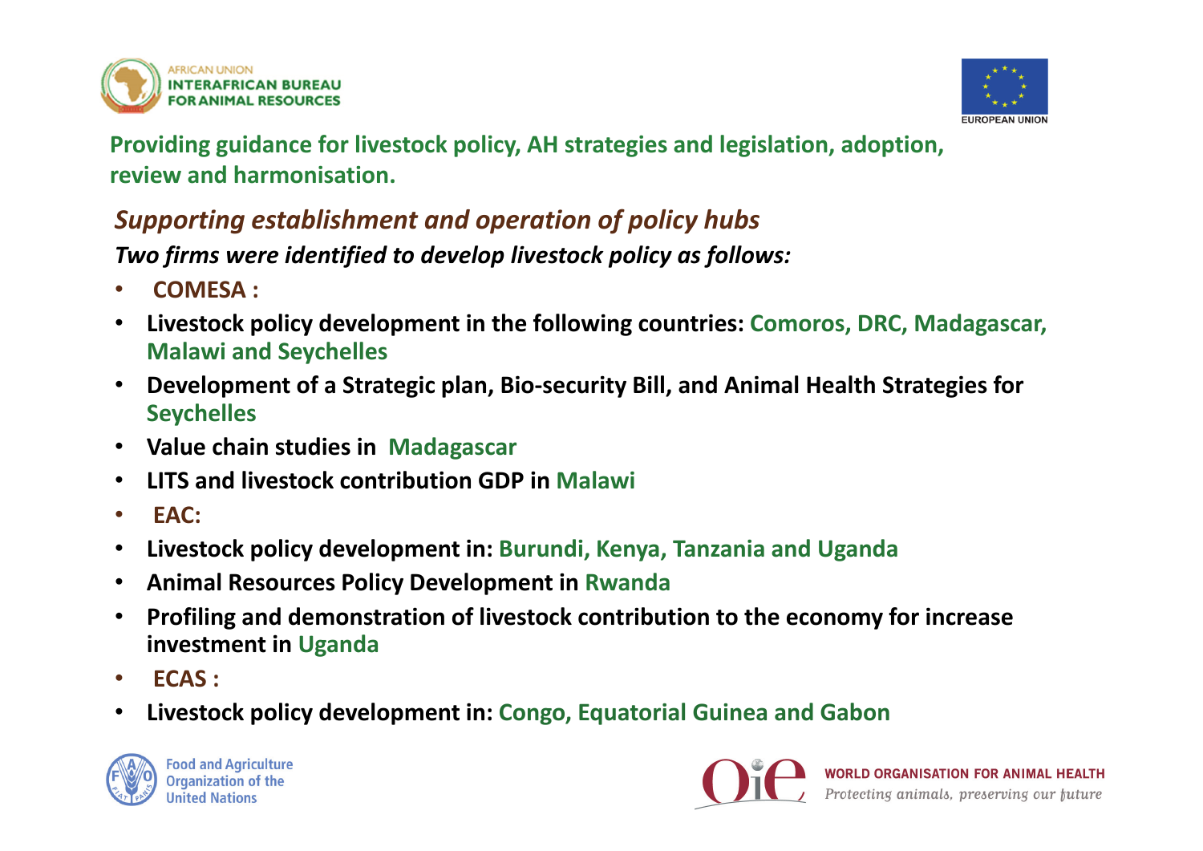## Providing guidance for livestock policy, AH strategies and legislation, adoption, review and harmonisation.

### *Supporting establishment and operation of policy hubs*

***Two firms were identified to develop livestock policy as follows:***

- **COMESA :**
- **Livestock policy development in the following countries: Comoros, DRC, Madagascar, Malawi and Seychelles**
- **Development of a Strategic plan, Bio-security Bill, and Animal Health Strategies for Seychelles**
- **Value chain studies in Madagascar**
- **LITS and livestock contribution GDP in Malawi**
- **EAC:**
- **Livestock policy development in: Burundi, Kenya, Tanzania and Uganda**
- **Animal Resources Policy Development in Rwanda**
- **Profiling and demonstration of livestock contribution to the economy for increase investment in Uganda**
- **ECAS :**
- **Livestock policy development in: Congo, Equatorial Guinea and Gabon**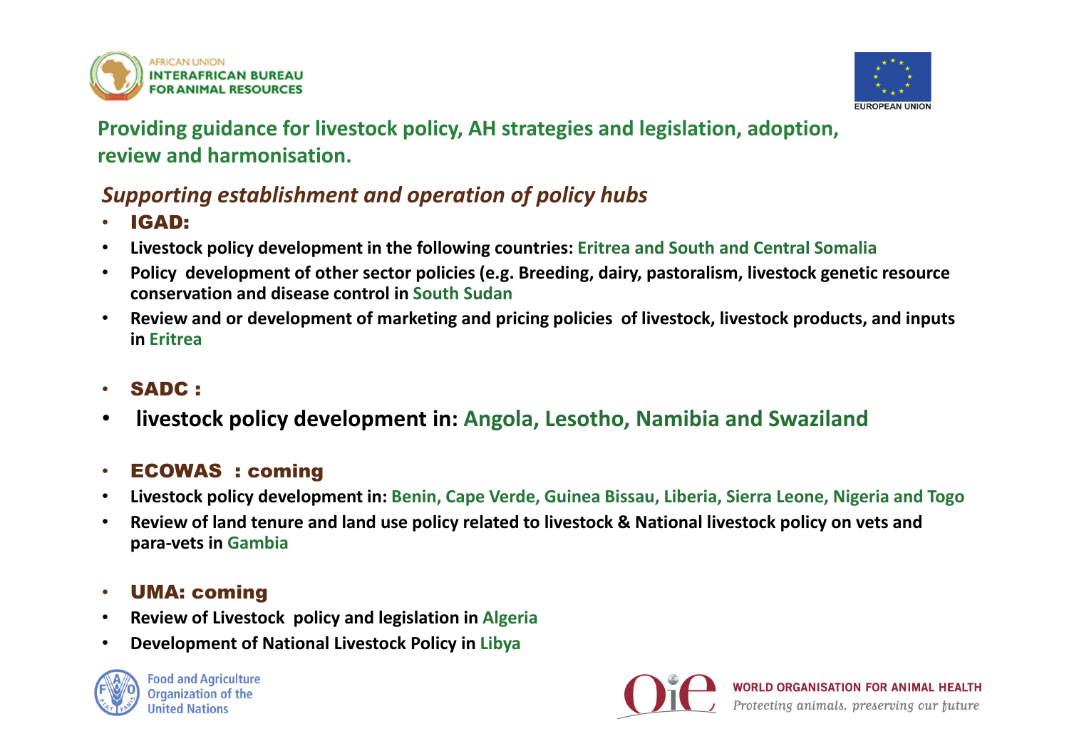## Providing guidance for livestock policy, AH strategies and legislation, adoption, review and harmonisation.

### *Supporting establishment and operation of policy hubs*

- **IGAD:**
- **Livestock policy development in the following countries: Eritrea and South and Central Somalia**
- **Policy development of other sector policies (e.g. Breeding, dairy, pastoralism, livestock genetic resource conservation and disease control in South Sudan**
- **Review and or development of marketing and pricing policies of livestock, livestock products, and inputs in Eritrea**

- **SADC :**
- **livestock policy development in: Angola, Lesotho, Namibia and Swaziland**

- **ECOWAS : coming**
- **Livestock policy development in: Benin, Cape Verde, Guinea Bissau, Liberia, Sierra Leone, Nigeria and Togo**
- **Review of land tenure and land use policy related to livestock & National livestock policy on vets and para-vets in Gambia**

- **UMA: coming**
- **Review of Livestock policy and legislation in Algeria**
- **Development of National Livestock Policy in Libya**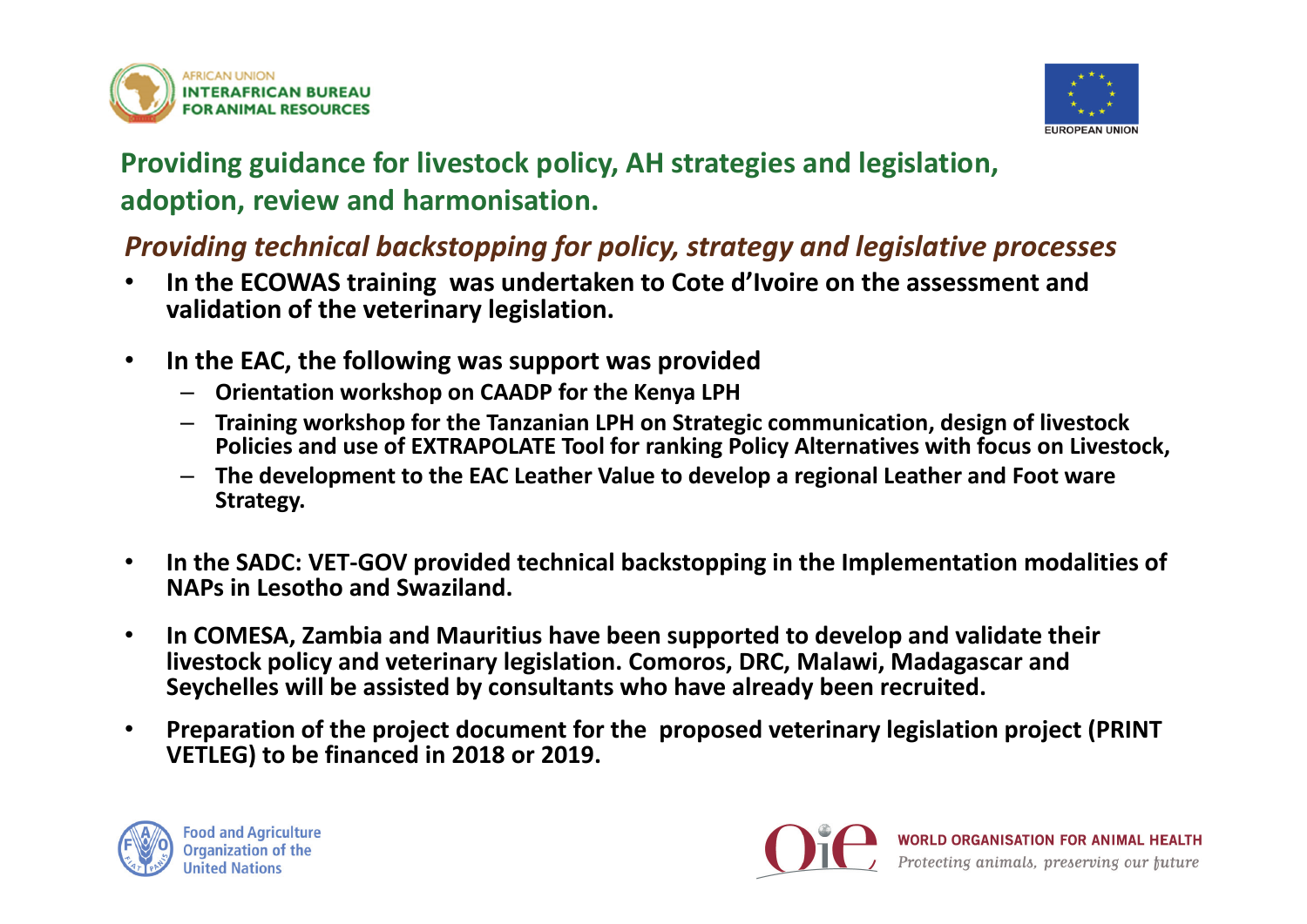## Providing guidance for livestock policy, AH strategies and legislation, adoption, review and harmonisation.

### *Providing technical backstopping for policy, strategy and legislative processes*

- **In the ECOWAS training was undertaken to Cote d'Ivoire on the assessment and validation of the veterinary legislation.**
- **In the EAC, the following was support was provided**
  - **Orientation workshop on CAADP for the Kenya LPH**
  - **Training workshop for the Tanzanian LPH on Strategic communication, design of livestock Policies and use of EXTRAPOLATE Tool for ranking Policy Alternatives with focus on Livestock,**
  - **The development to the EAC Leather Value to develop a regional Leather and Foot ware Strategy.**
- **In the SADC: VET-GOV provided technical backstopping in the Implementation modalities of NAPs in Lesotho and Swaziland.**
- **In COMESA, Zambia and Mauritius have been supported to develop and validate their livestock policy and veterinary legislation. Comoros, DRC, Malawi, Madagascar and Seychelles will be assisted by consultants who have already been recruited.**
- **Preparation of the project document for the proposed veterinary legislation project (PRINT VETLEG) to be financed in 2018 or 2019.**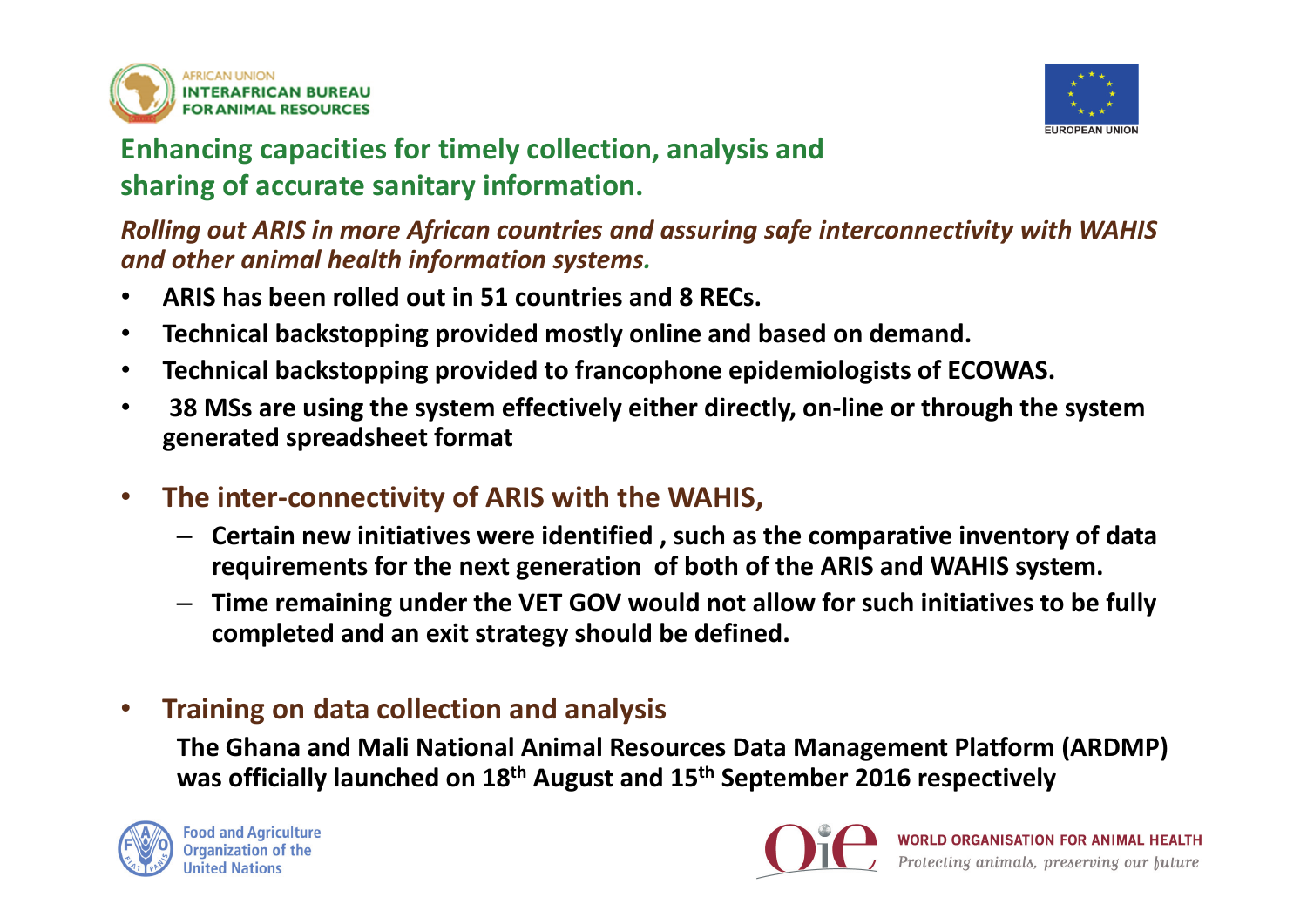## Enhancing capacities for timely collection, analysis and sharing of accurate sanitary information.

*Rolling out ARIS in more African countries and assuring safe interconnectivity with WAHIS and other animal health information systems.*

- **ARIS has been rolled out in 51 countries and 8 RECs.**
- **Technical backstopping provided mostly online and based on demand.**
- **Technical backstopping provided to francophone epidemiologists of ECOWAS.**
- **38 MSs are using the system effectively either directly, on-line or through the system generated spreadsheet format**

- **The inter-connectivity of ARIS with the WAHIS,**
  - **Certain new initiatives were identified , such as the comparative inventory of data requirements for the next generation of both of the ARIS and WAHIS system.**
  - **Time remaining under the VET GOV would not allow for such initiatives to be fully completed and an exit strategy should be defined.**

- **Training on data collection and analysis**

  **The Ghana and Mali National Animal Resources Data Management Platform (ARDMP) was officially launched on 18th August and 15th September 2016 respectively**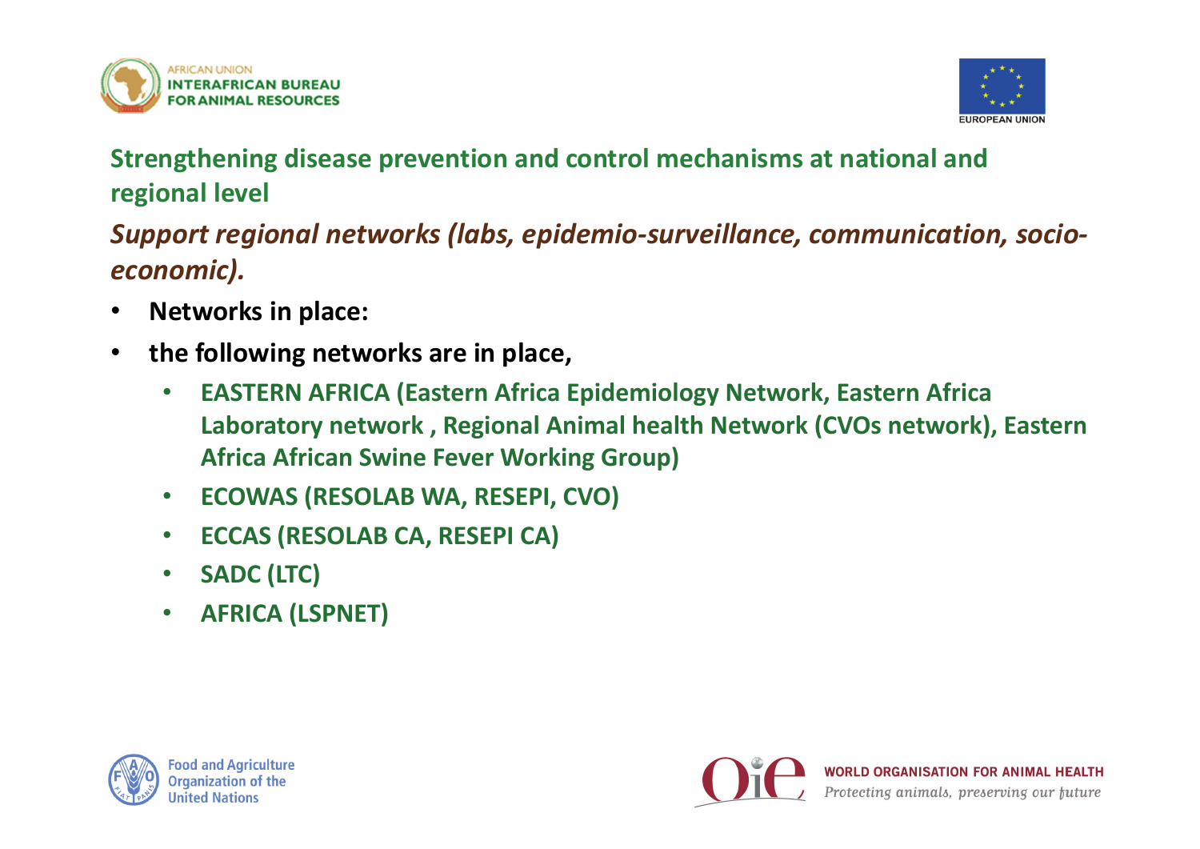## Strengthening disease prevention and control mechanisms at national and regional level

***Support regional networks (labs, epidemio-surveillance, communication, socio-economic).***

- **Networks in place:**
- **the following networks are in place,**
  - **EASTERN AFRICA (Eastern Africa Epidemiology Network, Eastern Africa Laboratory network , Regional Animal health Network (CVOs network), Eastern Africa African Swine Fever Working Group)**
  - **ECOWAS (RESOLAB WA, RESEPI, CVO)**
  - **ECCAS (RESOLAB CA, RESEPI CA)**
  - **SADC (LTC)**
  - **AFRICA (LSPNET)**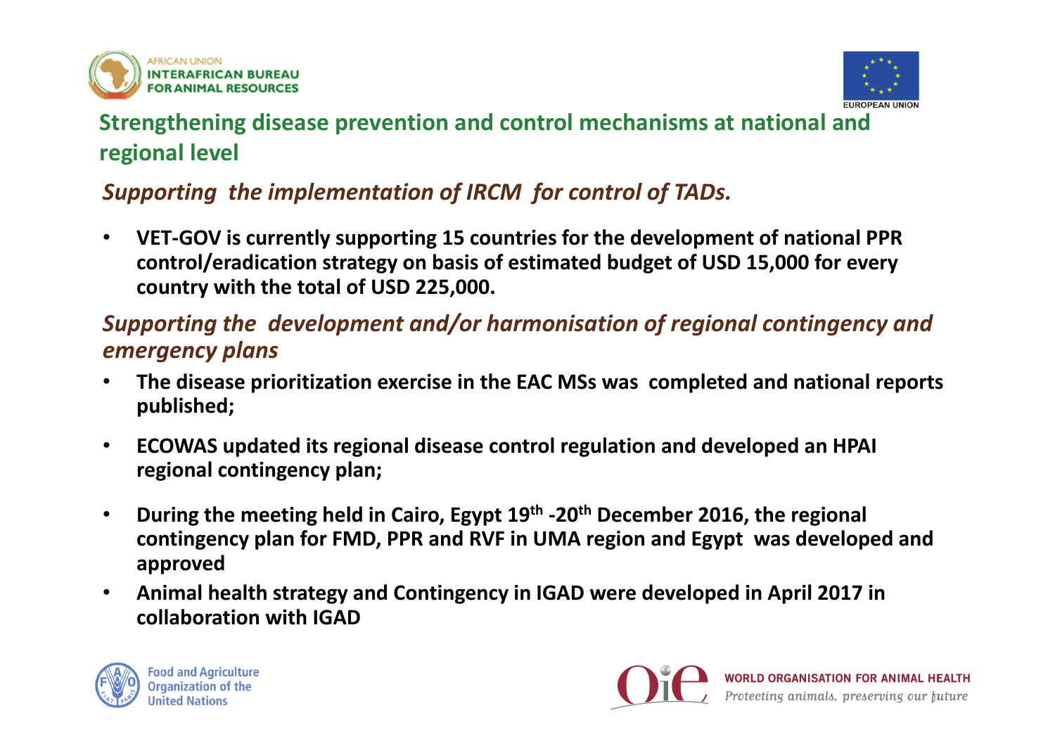## Strengthening disease prevention and control mechanisms at national and regional level

### *Supporting the implementation of IRCM for control of TADs.*

- **VET-GOV is currently supporting 15 countries for the development of national PPR control/eradication strategy on basis of estimated budget of USD 15,000 for every country with the total of USD 225,000.**

### *Supporting the development and/or harmonisation of regional contingency and emergency plans*

- **The disease prioritization exercise in the EAC MSs was completed and national reports published;**
- **ECOWAS updated its regional disease control regulation and developed an HPAI regional contingency plan;**
- **During the meeting held in Cairo, Egypt 19th -20th December 2016, the regional contingency plan for FMD, PPR and RVF in UMA region and Egypt was developed and approved**
- **Animal health strategy and Contingency in IGAD were developed in April 2017 in collaboration with IGAD**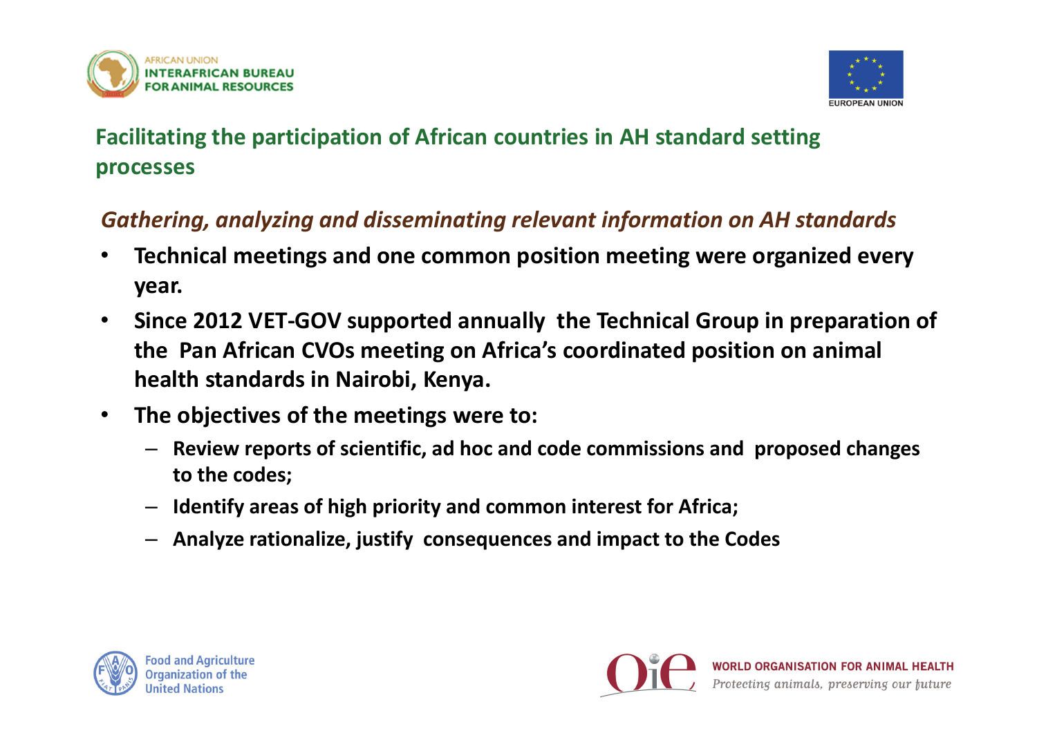## Facilitating the participation of African countries in AH standard setting processes

### *Gathering, analyzing and disseminating relevant information on AH standards*

- **Technical meetings and one common position meeting were organized every year.**
- **Since 2012 VET-GOV supported annually the Technical Group in preparation of the Pan African CVOs meeting on Africa's coordinated position on animal health standards in Nairobi, Kenya.**
- **The objectives of the meetings were to:**
  - **Review reports of scientific, ad hoc and code commissions and proposed changes to the codes;**
  - **Identify areas of high priority and common interest for Africa;**
  - **Analyze rationalize, justify consequences and impact to the Codes**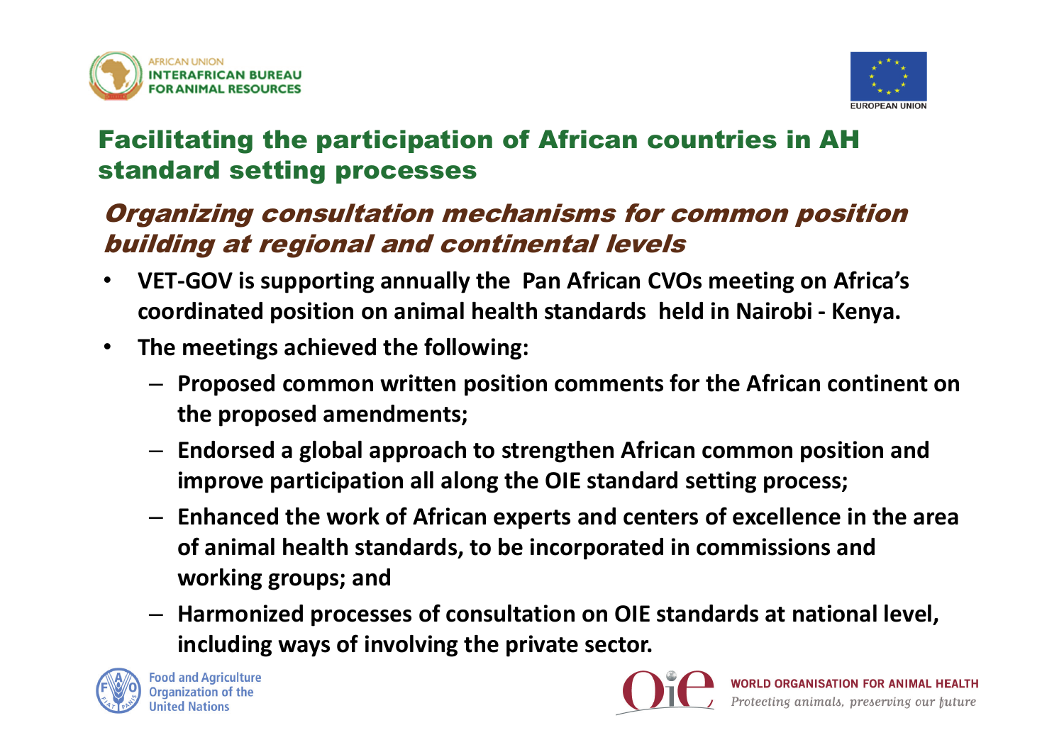## Facilitating the participation of African countries in AH standard setting processes

### *Organizing consultation mechanisms for common position building at regional and continental levels*

- **VET-GOV is supporting annually the Pan African CVOs meeting on Africa's coordinated position on animal health standards held in Nairobi - Kenya.**
- **The meetings achieved the following:**
  - **Proposed common written position comments for the African continent on the proposed amendments;**
  - **Endorsed a global approach to strengthen African common position and improve participation all along the OIE standard setting process;**
  - **Enhanced the work of African experts and centers of excellence in the area of animal health standards, to be incorporated in commissions and working groups; and**
  - **Harmonized processes of consultation on OIE standards at national level, including ways of involving the private sector.**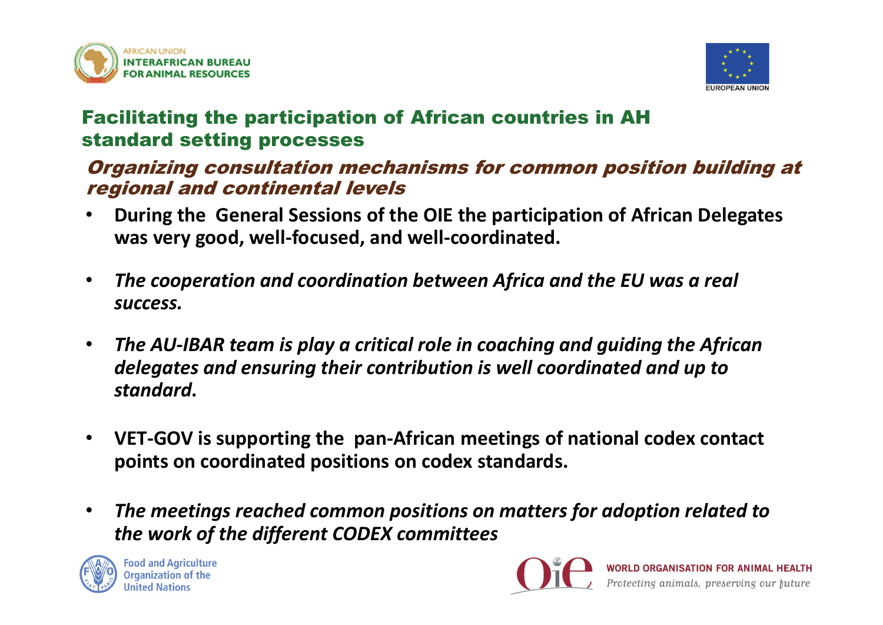## Facilitating the participation of African countries in AH standard setting processes

### *Organizing consultation mechanisms for common position building at regional and continental levels*

- **During the General Sessions of the OIE the participation of African Delegates was very good, well-focused, and well-coordinated.**
- ***The cooperation and coordination between Africa and the EU was a real success.***
- ***The AU-IBAR team is play a critical role in coaching and guiding the African delegates and ensuring their contribution is well coordinated and up to standard.***
- **VET-GOV is supporting the pan-African meetings of national codex contact points on coordinated positions on codex standards.**
- ***The meetings reached common positions on matters for adoption related to the work of the different CODEX committees***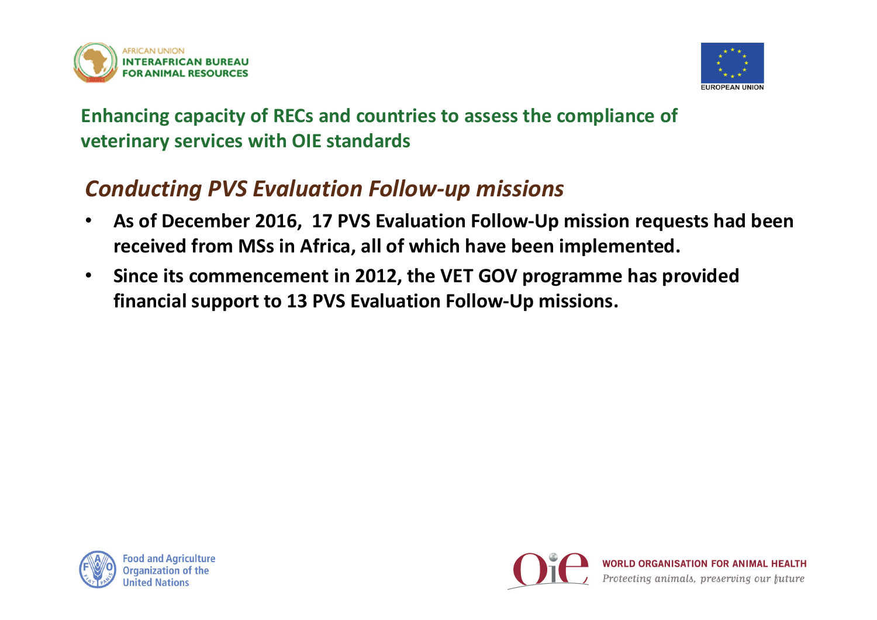## Enhancing capacity of RECs and countries to assess the compliance of veterinary services with OIE standards

### *Conducting PVS Evaluation Follow-up missions*

- **As of December 2016, 17 PVS Evaluation Follow-Up mission requests had been received from MSs in Africa, all of which have been implemented.**
- **Since its commencement in 2012, the VET GOV programme has provided financial support to 13 PVS Evaluation Follow-Up missions.**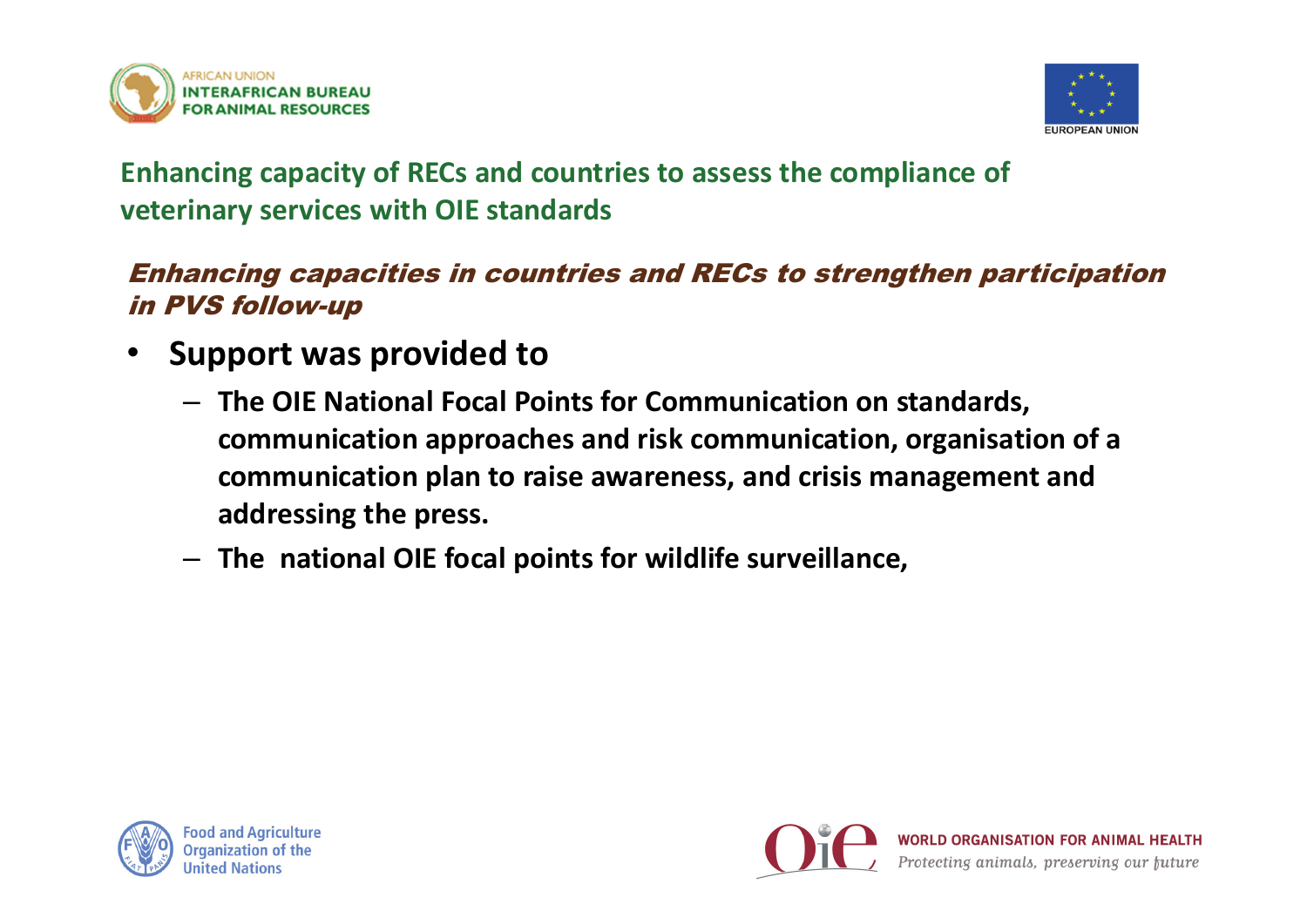## Enhancing capacity of RECs and countries to assess the compliance of veterinary services with OIE standards

### *Enhancing capacities in countries and RECs to strengthen participation in PVS follow-up*

- **Support was provided to**
  - **The OIE National Focal Points for Communication on standards, communication approaches and risk communication, organisation of a communication plan to raise awareness, and crisis management and addressing the press.**
  - **The national OIE focal points for wildlife surveillance,**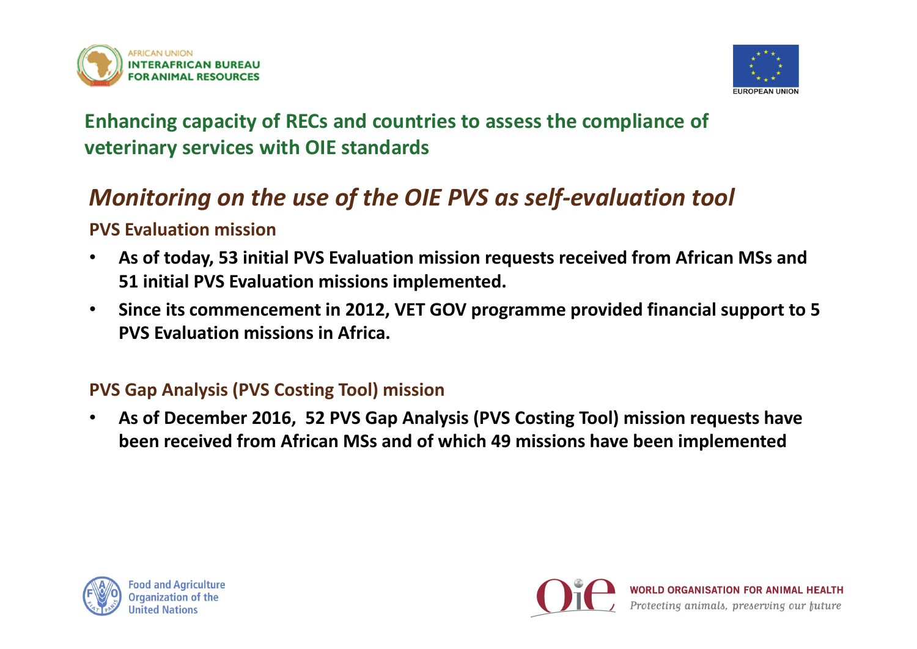**Enhancing capacity of RECs and countries to assess the compliance of veterinary services with OIE standards**

## *Monitoring on the use of the OIE PVS as self-evaluation tool*

### PVS Evaluation mission

- **As of today, 53 initial PVS Evaluation mission requests received from African MSs and 51 initial PVS Evaluation missions implemented.**
- **Since its commencement in 2012, VET GOV programme provided financial support to 5 PVS Evaluation missions in Africa.**

### PVS Gap Analysis (PVS Costing Tool) mission

- **As of December 2016, 52 PVS Gap Analysis (PVS Costing Tool) mission requests have been received from African MSs and of which 49 missions have been implemented**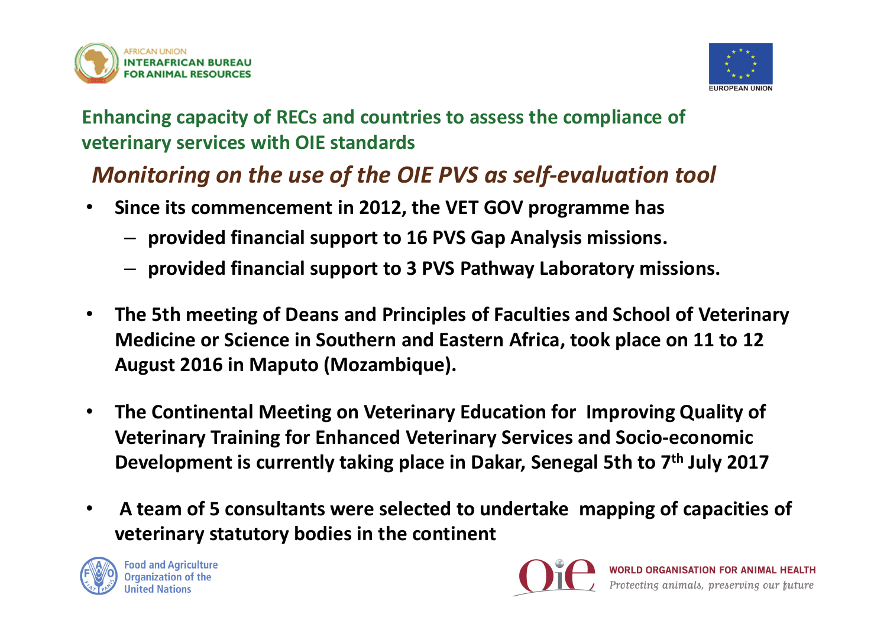## Enhancing capacity of RECs and countries to assess the compliance of veterinary services with OIE standards

### *Monitoring on the use of the OIE PVS as self-evaluation tool*

- **Since its commencement in 2012, the VET GOV programme has**
  - **provided financial support to 16 PVS Gap Analysis missions.**
  - **provided financial support to 3 PVS Pathway Laboratory missions.**
- **The 5th meeting of Deans and Principles of Faculties and School of Veterinary Medicine or Science in Southern and Eastern Africa, took place on 11 to 12 August 2016 in Maputo (Mozambique).**
- **The Continental Meeting on Veterinary Education for Improving Quality of Veterinary Training for Enhanced Veterinary Services and Socio-economic Development is currently taking place in Dakar, Senegal 5th to 7th July 2017**
- **A team of 5 consultants were selected to undertake mapping of capacities of veterinary statutory bodies in the continent**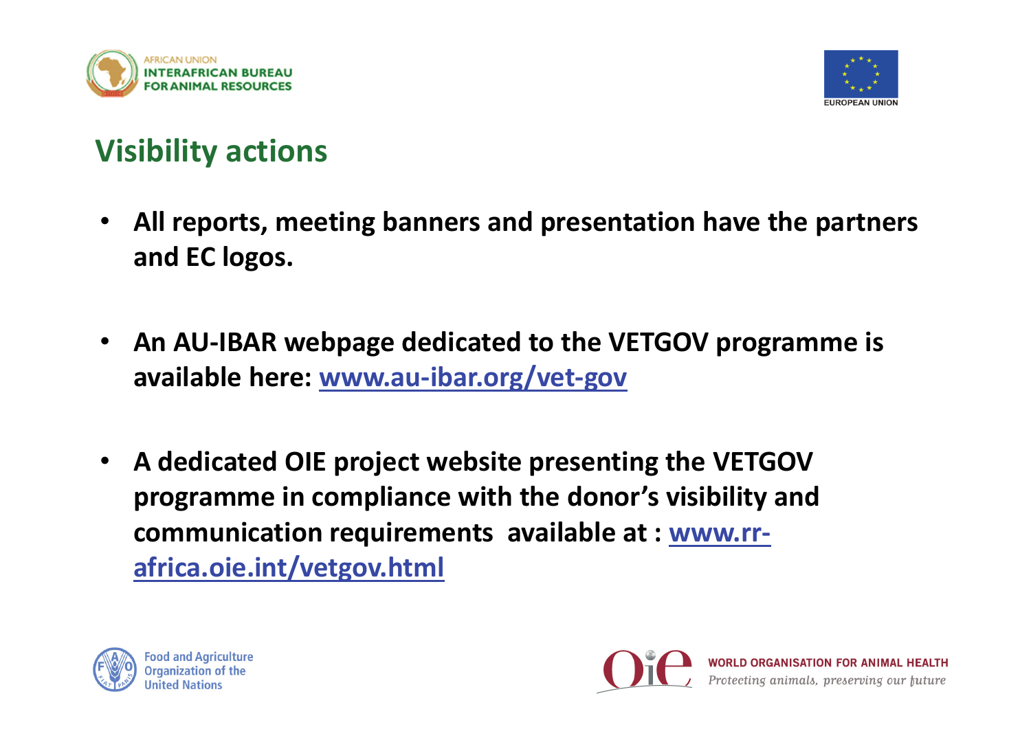## Visibility actions

- **All reports, meeting banners and presentation have the partners and EC logos.**
- **An AU-IBAR webpage dedicated to the VETGOV programme is available here: [www.au-ibar.org/vet-gov](http://www.au-ibar.org/vet-gov)**
- **A dedicated OIE project website presenting the VETGOV programme in compliance with the donor's visibility and communication requirements available at : [www.rr-africa.oie.int/vetgov.html](http://www.rr-africa.oie.int/vetgov.html)**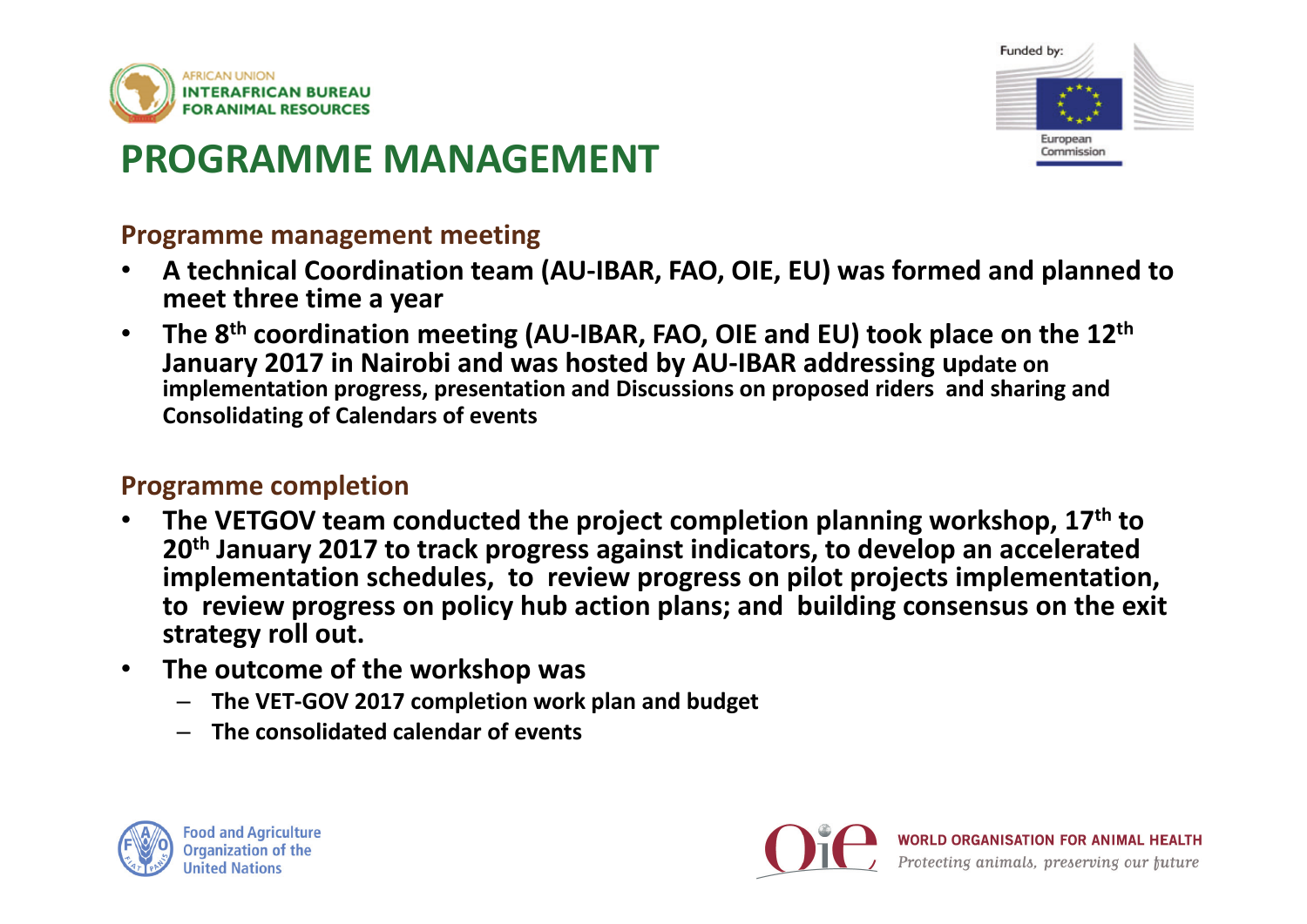# PROGRAMME MANAGEMENT

## Programme management meeting

- **A technical Coordination team (AU-IBAR, FAO, OIE, EU) was formed and planned to meet three time a year**
- **The 8th coordination meeting (AU-IBAR, FAO, OIE and EU) took place on the 12th January 2017 in Nairobi and was hosted by AU-IBAR addressing update on implementation progress, presentation and Discussions on proposed riders and sharing and Consolidating of Calendars of events**

## Programme completion

- **The VETGOV team conducted the project completion planning workshop, 17th to 20th January 2017 to track progress against indicators, to develop an accelerated implementation schedules, to review progress on pilot projects implementation, to review progress on policy hub action plans; and building consensus on the exit strategy roll out.**
- **The outcome of the workshop was**
  - **The VET-GOV 2017 completion work plan and budget**
  - **The consolidated calendar of events**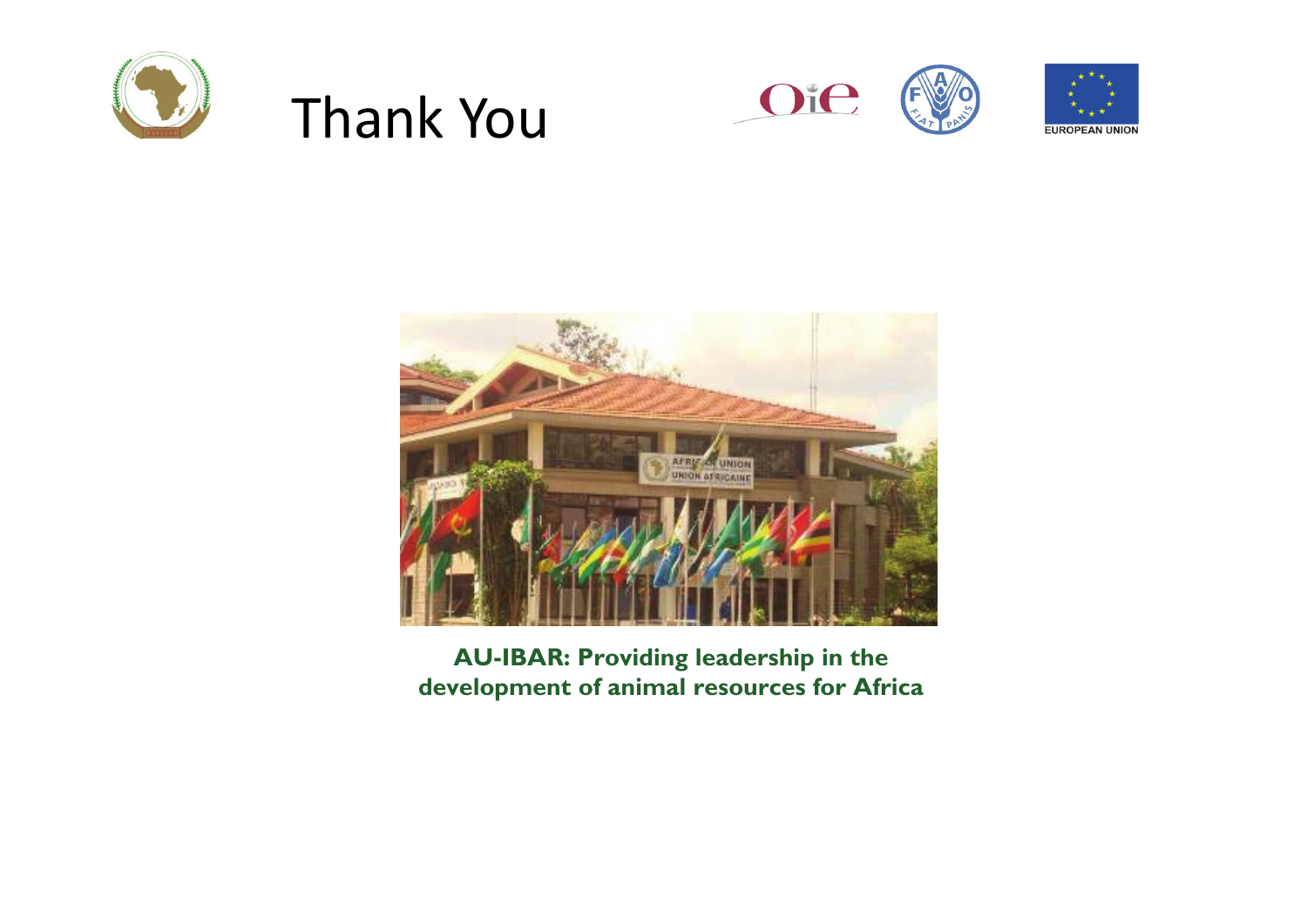# Thank You

**AU-IBAR: Providing leadership in the development of animal resources for Africa**